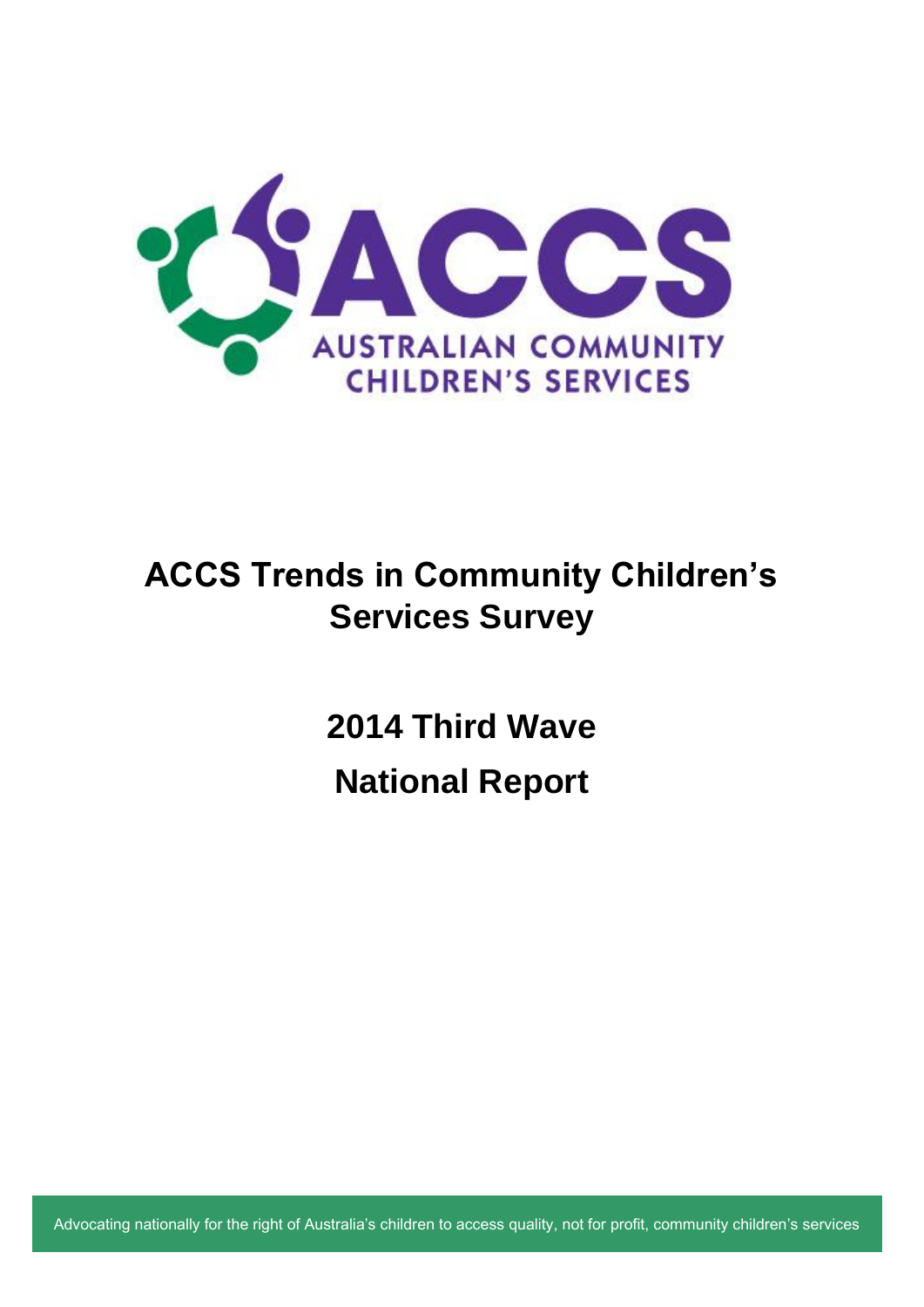ACCS

AUSTRALIAN COMMUNITY CHILDREN'S SERVICES

# ACCS Trends in Community Children's Services Survey

## 2014 Third Wave

## National Report

Advocating nationally for the right of Australia's children to access quality, not for profit, community children's services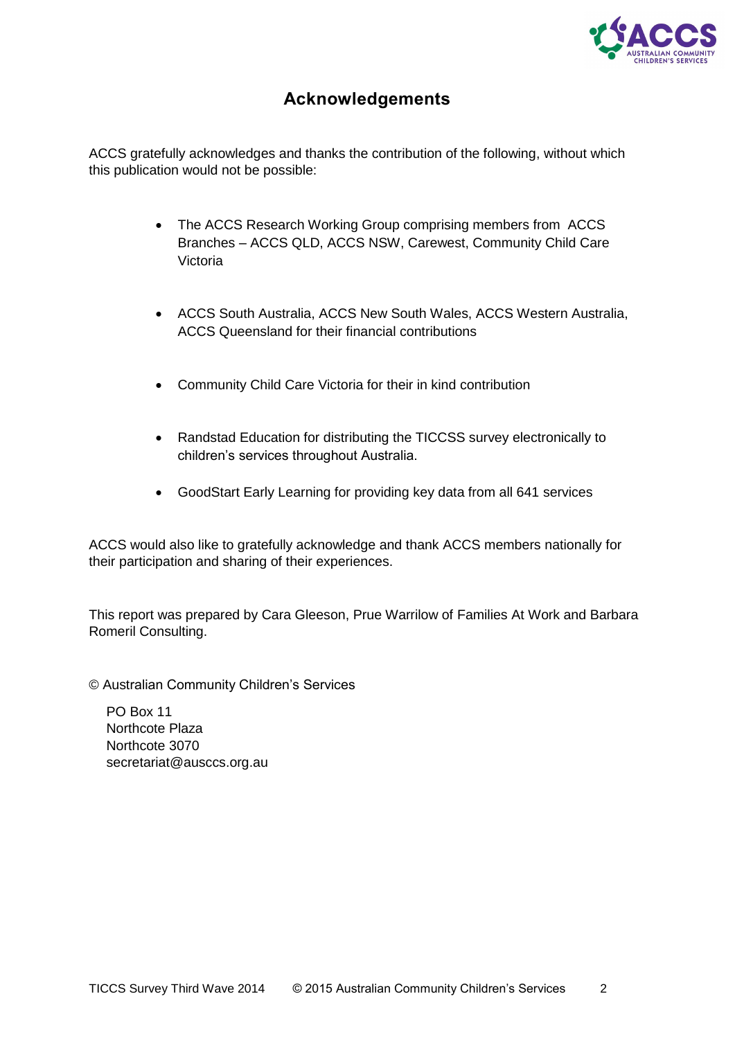## Acknowledgements

ACCS gratefully acknowledges and thanks the contribution of the following, without which this publication would not be possible:

- The ACCS Research Working Group comprising members from ACCS Branches – ACCS QLD, ACCS NSW, Carewest, Community Child Care Victoria
- ACCS South Australia, ACCS New South Wales, ACCS Western Australia, ACCS Queensland for their financial contributions
- Community Child Care Victoria for their in kind contribution
- Randstad Education for distributing the TICCSS survey electronically to children's services throughout Australia.
- GoodStart Early Learning for providing key data from all 641 services

ACCS would also like to gratefully acknowledge and thank ACCS members nationally for their participation and sharing of their experiences.

This report was prepared by Cara Gleeson, Prue Warrilow of Families At Work and Barbara Romeril Consulting.

© Australian Community Children's Services

PO Box 11
Northcote Plaza
Northcote 3070
secretariat@ausccs.org.au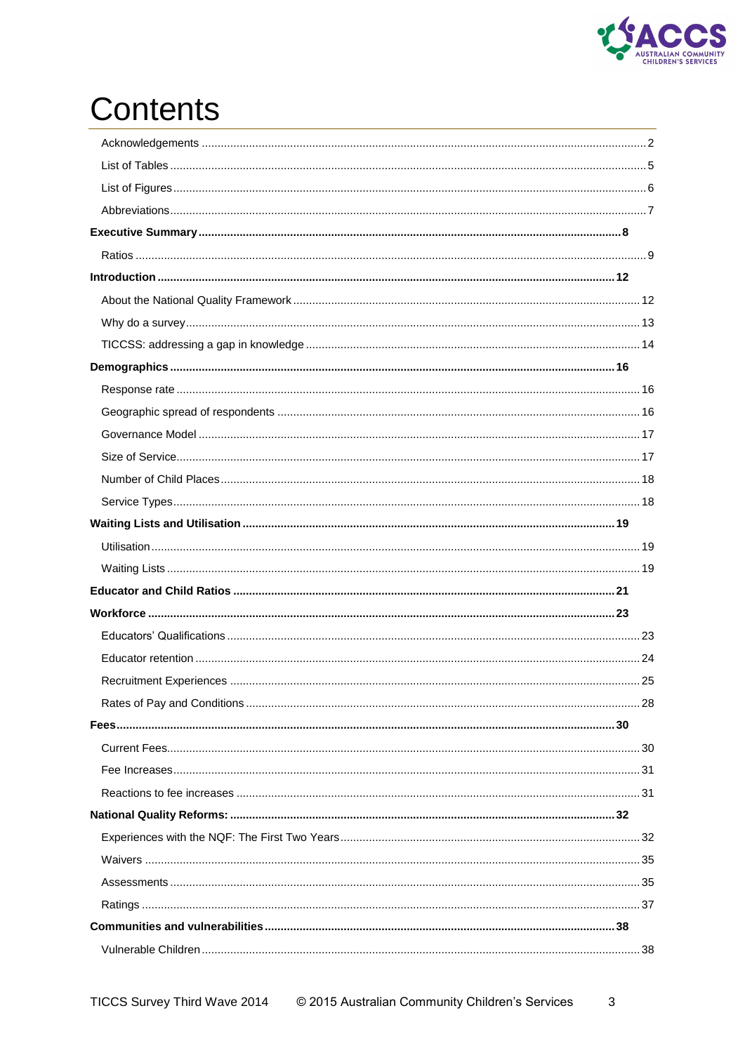# Contents

Acknowledgements ........................................................................................................................................... 2

List of Tables .................................................................................................................................................... 5

List of Figures ................................................................................................................................................... 6

Abbreviations ..................................................................................................................................................... 7

**Executive Summary ................................................................................................................................. 8**

Ratios ................................................................................................................................................................. 9

**Introduction ........................................................................................................................................... 12**

About the National Quality Framework ............................................................................................................ 12

Why do a survey ............................................................................................................................................... 13

TICCSS: addressing a gap in knowledge ......................................................................................................... 14

**Demographics ........................................................................................................................................ 16**

Response rate .................................................................................................................................................. 16

Geographic spread of respondents ................................................................................................................. 16

Governance Model ........................................................................................................................................... 17

Size of Service .................................................................................................................................................. 17

Number of Child Places .................................................................................................................................... 18

Service Types ................................................................................................................................................... 18

**Waiting Lists and Utilisation .................................................................................................................. 19**

Utilisation .......................................................................................................................................................... 19

Waiting Lists ..................................................................................................................................................... 19

**Educator and Child Ratios ..................................................................................................................... 21**

**Workforce ................................................................................................................................................ 23**

Educators' Qualifications .................................................................................................................................. 23

Educator retention ............................................................................................................................................ 24

Recruitment Experiences ................................................................................................................................. 25

Rates of Pay and Conditions ............................................................................................................................ 28

**Fees ......................................................................................................................................................... 30**

Current Fees ..................................................................................................................................................... 30

Fee Increases ................................................................................................................................................... 31

Reactions to fee increases ............................................................................................................................... 31

**National Quality Reforms: ...................................................................................................................... 32**

Experiences with the NQF: The First Two Years ............................................................................................. 32

Waivers ............................................................................................................................................................ 35

Assessments .................................................................................................................................................... 35

Ratings ............................................................................................................................................................. 37

**Communities and vulnerabilities ............................................................................................................ 38**

Vulnerable Children .......................................................................................................................................... 38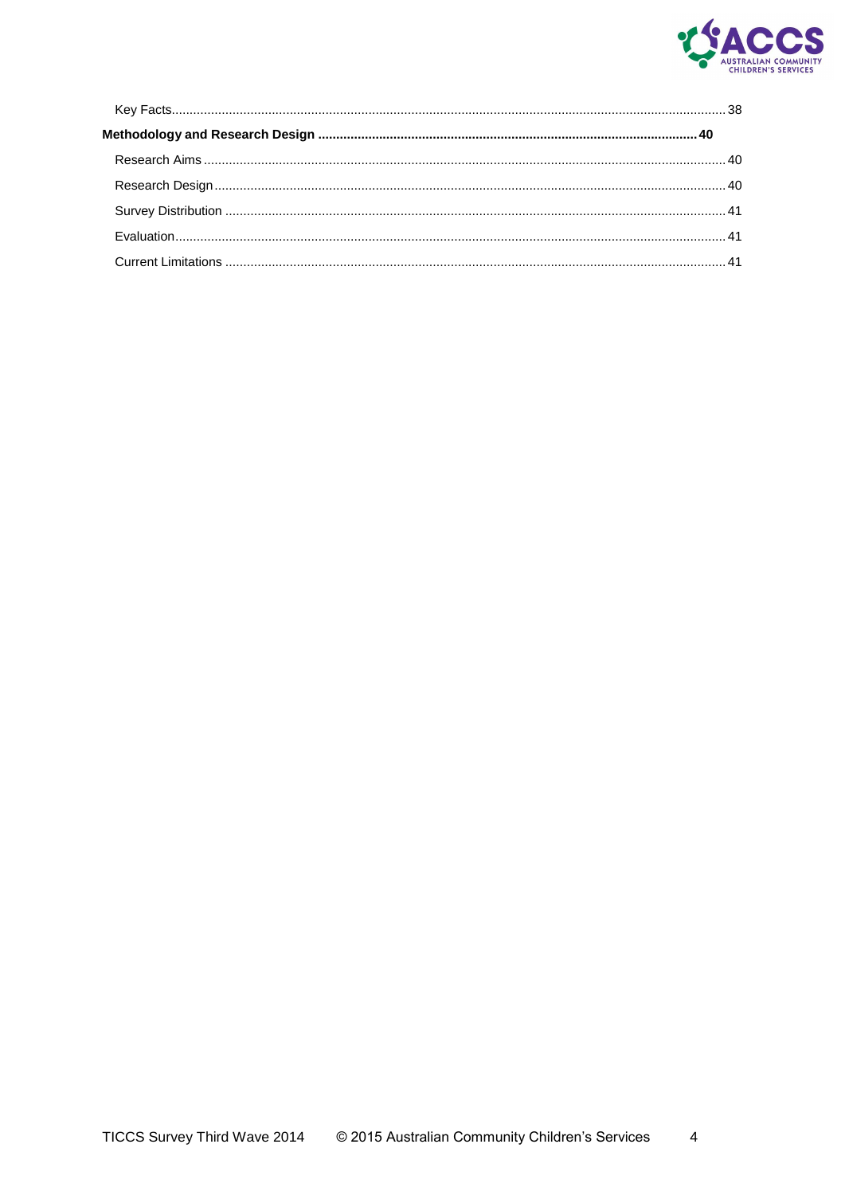Key Facts ........................................................................................................................................ 38

**Methodology and Research Design ...................................................................................................... 40**

Research Aims ................................................................................................................................ 40

Research Design ............................................................................................................................. 40

Survey Distribution ......................................................................................................................... 41

Evaluation ....................................................................................................................................... 41

Current Limitations ......................................................................................................................... 41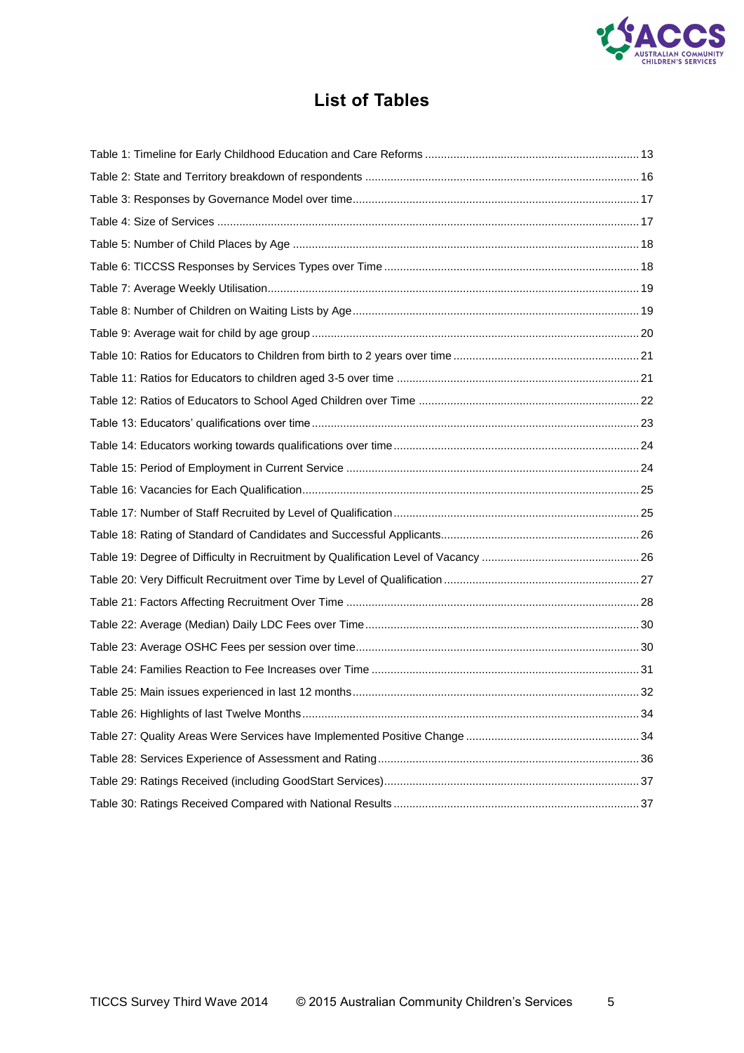# List of Tables

Table 1: Timeline for Early Childhood Education and Care Reforms ........ 13
Table 2: State and Territory breakdown of respondents ........ 16
Table 3: Responses by Governance Model over time ........ 17
Table 4: Size of Services ........ 17
Table 5: Number of Child Places by Age ........ 18
Table 6: TICCSS Responses by Services Types over Time ........ 18
Table 7: Average Weekly Utilisation ........ 19
Table 8: Number of Children on Waiting Lists by Age ........ 19
Table 9: Average wait for child by age group ........ 20
Table 10: Ratios for Educators to Children from birth to 2 years over time ........ 21
Table 11: Ratios for Educators to children aged 3-5 over time ........ 21
Table 12: Ratios of Educators to School Aged Children over Time ........ 22
Table 13: Educators' qualifications over time ........ 23
Table 14: Educators working towards qualifications over time ........ 24
Table 15: Period of Employment in Current Service ........ 24
Table 16: Vacancies for Each Qualification ........ 25
Table 17: Number of Staff Recruited by Level of Qualification ........ 25
Table 18: Rating of Standard of Candidates and Successful Applicants ........ 26
Table 19: Degree of Difficulty in Recruitment by Qualification Level of Vacancy ........ 26
Table 20: Very Difficult Recruitment over Time by Level of Qualification ........ 27
Table 21: Factors Affecting Recruitment Over Time ........ 28
Table 22: Average (Median) Daily LDC Fees over Time ........ 30
Table 23: Average OSHC Fees per session over time ........ 30
Table 24: Families Reaction to Fee Increases over Time ........ 31
Table 25: Main issues experienced in last 12 months ........ 32
Table 26: Highlights of last Twelve Months ........ 34
Table 27: Quality Areas Were Services have Implemented Positive Change ........ 34
Table 28: Services Experience of Assessment and Rating ........ 36
Table 29: Ratings Received (including GoodStart Services) ........ 37
Table 30: Ratings Received Compared with National Results ........ 37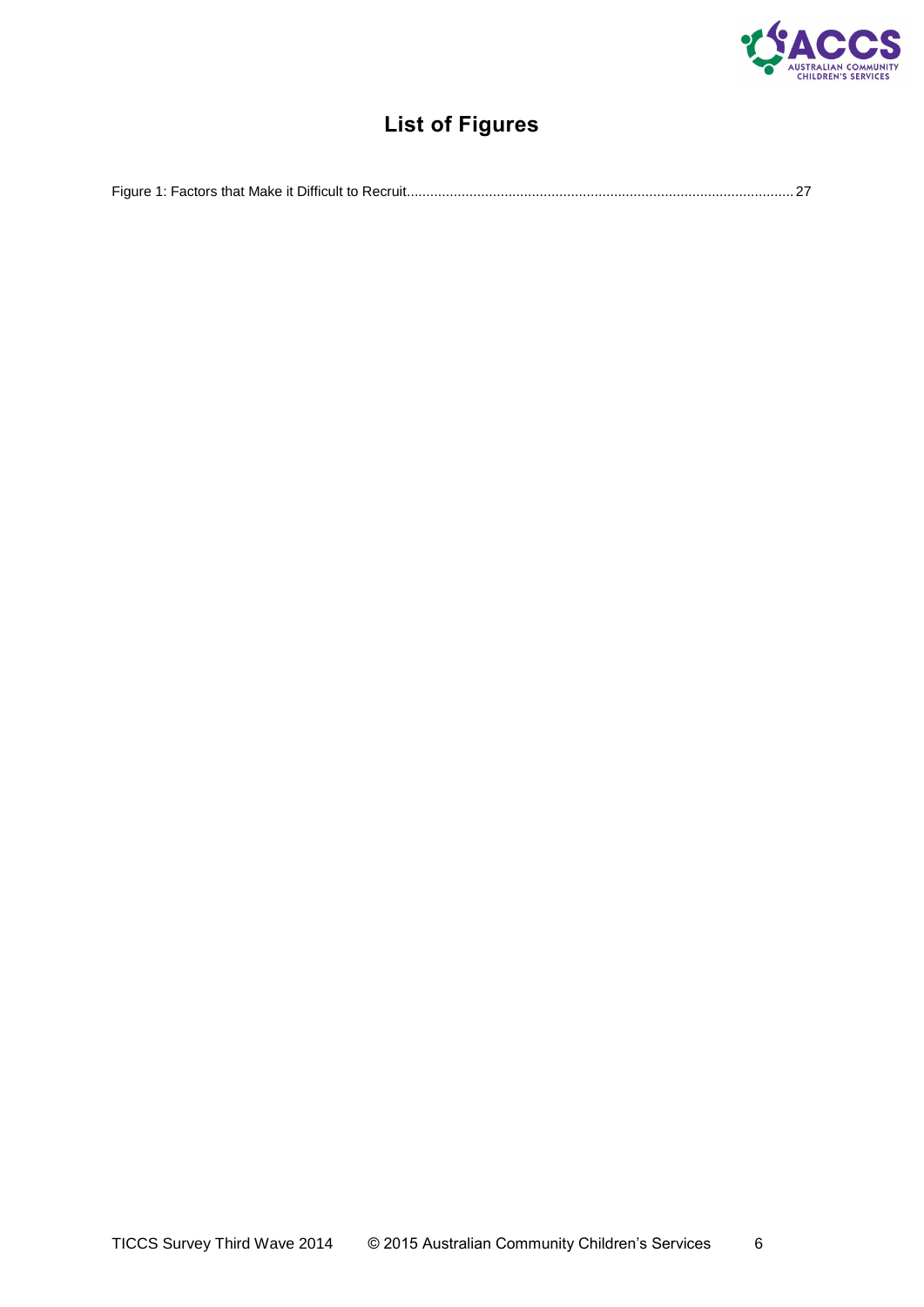# List of Figures

Figure 1: Factors that Make it Difficult to Recruit.......................................................................................................27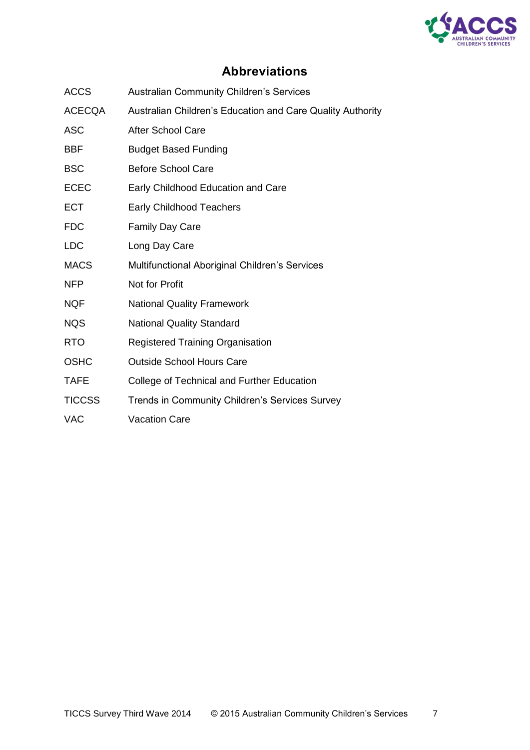## Abbreviations

| | |
|---|---|
| ACCS | Australian Community Children's Services |
| ACECQA | Australian Children's Education and Care Quality Authority |
| ASC | After School Care |
| BBF | Budget Based Funding |
| BSC | Before School Care |
| ECEC | Early Childhood Education and Care |
| ECT | Early Childhood Teachers |
| FDC | Family Day Care |
| LDC | Long Day Care |
| MACS | Multifunctional Aboriginal Children's Services |
| NFP | Not for Profit |
| NQF | National Quality Framework |
| NQS | National Quality Standard |
| RTO | Registered Training Organisation |
| OSHC | Outside School Hours Care |
| TAFE | College of Technical and Further Education |
| TICCSS | Trends in Community Children's Services Survey |
| VAC | Vacation Care |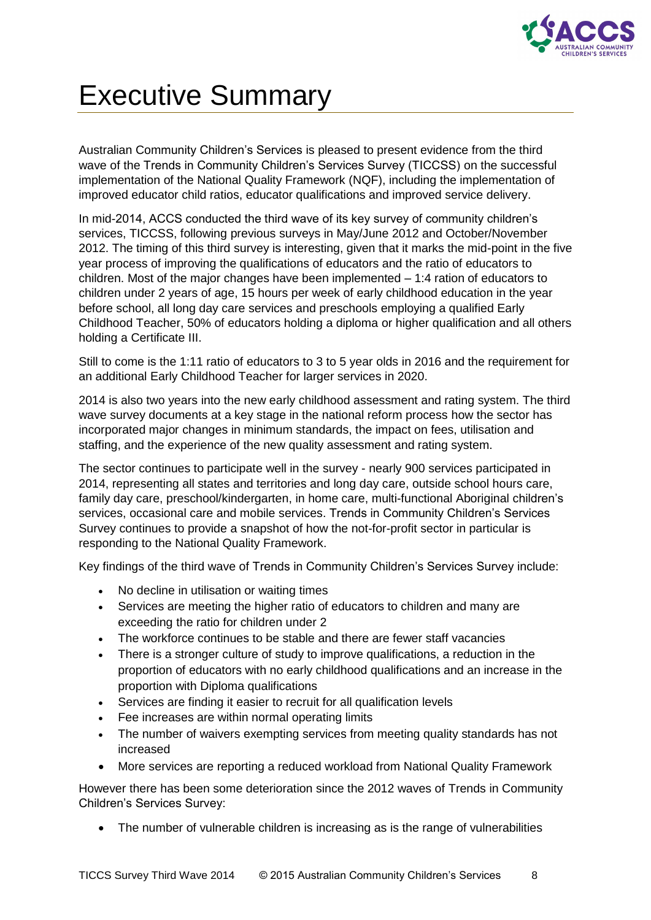# Executive Summary

Australian Community Children's Services is pleased to present evidence from the third wave of the Trends in Community Children's Services Survey (TICCSS) on the successful implementation of the National Quality Framework (NQF), including the implementation of improved educator child ratios, educator qualifications and improved service delivery.

In mid-2014, ACCS conducted the third wave of its key survey of community children's services, TICCSS, following previous surveys in May/June 2012 and October/November 2012. The timing of this third survey is interesting, given that it marks the mid-point in the five year process of improving the qualifications of educators and the ratio of educators to children. Most of the major changes have been implemented – 1:4 ration of educators to children under 2 years of age, 15 hours per week of early childhood education in the year before school, all long day care services and preschools employing a qualified Early Childhood Teacher, 50% of educators holding a diploma or higher qualification and all others holding a Certificate III.

Still to come is the 1:11 ratio of educators to 3 to 5 year olds in 2016 and the requirement for an additional Early Childhood Teacher for larger services in 2020.

2014 is also two years into the new early childhood assessment and rating system. The third wave survey documents at a key stage in the national reform process how the sector has incorporated major changes in minimum standards, the impact on fees, utilisation and staffing, and the experience of the new quality assessment and rating system.

The sector continues to participate well in the survey - nearly 900 services participated in 2014, representing all states and territories and long day care, outside school hours care, family day care, preschool/kindergarten, in home care, multi-functional Aboriginal children's services, occasional care and mobile services. Trends in Community Children's Services Survey continues to provide a snapshot of how the not-for-profit sector in particular is responding to the National Quality Framework.

Key findings of the third wave of Trends in Community Children's Services Survey include:

- No decline in utilisation or waiting times
- Services are meeting the higher ratio of educators to children and many are exceeding the ratio for children under 2
- The workforce continues to be stable and there are fewer staff vacancies
- There is a stronger culture of study to improve qualifications, a reduction in the proportion of educators with no early childhood qualifications and an increase in the proportion with Diploma qualifications
- Services are finding it easier to recruit for all qualification levels
- Fee increases are within normal operating limits
- The number of waivers exempting services from meeting quality standards has not increased
- More services are reporting a reduced workload from National Quality Framework

However there has been some deterioration since the 2012 waves of Trends in Community Children's Services Survey:

- The number of vulnerable children is increasing as is the range of vulnerabilities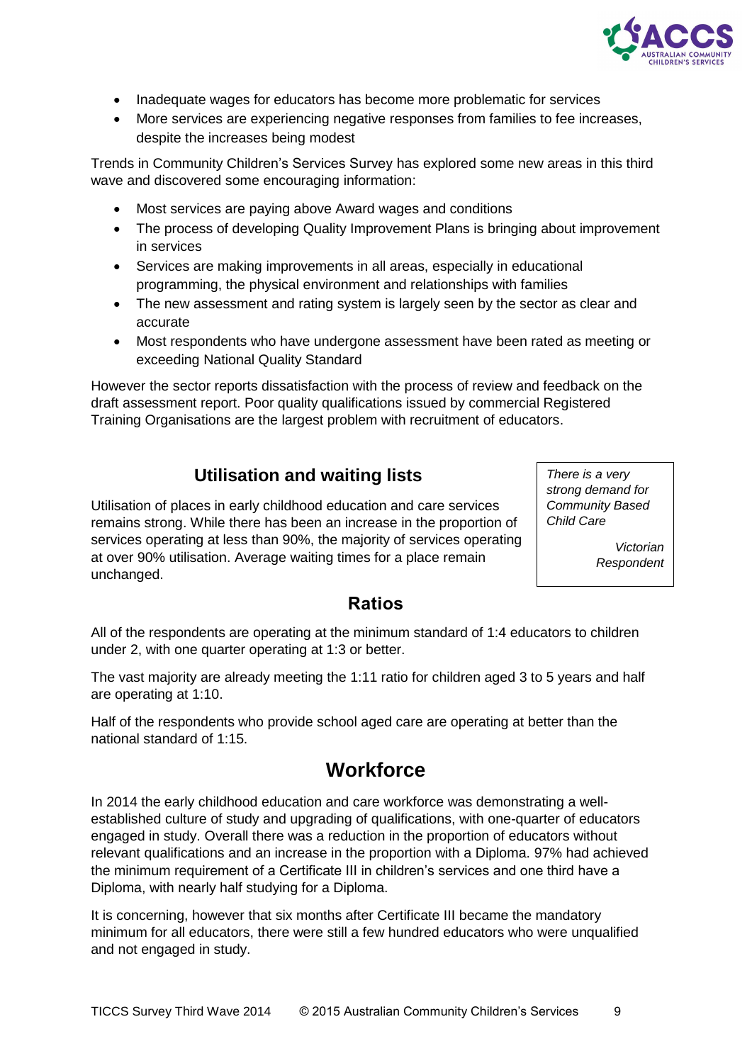- Inadequate wages for educators has become more problematic for services
- More services are experiencing negative responses from families to fee increases, despite the increases being modest

Trends in Community Children's Services Survey has explored some new areas in this third wave and discovered some encouraging information:

- Most services are paying above Award wages and conditions
- The process of developing Quality Improvement Plans is bringing about improvement in services
- Services are making improvements in all areas, especially in educational programming, the physical environment and relationships with families
- The new assessment and rating system is largely seen by the sector as clear and accurate
- Most respondents who have undergone assessment have been rated as meeting or exceeding National Quality Standard

However the sector reports dissatisfaction with the process of review and feedback on the draft assessment report. Poor quality qualifications issued by commercial Registered Training Organisations are the largest problem with recruitment of educators.

## Utilisation and waiting lists

Utilisation of places in early childhood education and care services remains strong. While there has been an increase in the proportion of services operating at less than 90%, the majority of services operating at over 90% utilisation. Average waiting times for a place remain unchanged.

> *There is a very strong demand for Community Based Child Care*
>
> *Victorian Respondent*

## Ratios

All of the respondents are operating at the minimum standard of 1:4 educators to children under 2, with one quarter operating at 1:3 or better.

The vast majority are already meeting the 1:11 ratio for children aged 3 to 5 years and half are operating at 1:10.

Half of the respondents who provide school aged care are operating at better than the national standard of 1:15.

# Workforce

In 2014 the early childhood education and care workforce was demonstrating a well-established culture of study and upgrading of qualifications, with one-quarter of educators engaged in study. Overall there was a reduction in the proportion of educators without relevant qualifications and an increase in the proportion with a Diploma. 97% had achieved the minimum requirement of a Certificate III in children's services and one third have a Diploma, with nearly half studying for a Diploma.

It is concerning, however that six months after Certificate III became the mandatory minimum for all educators, there were still a few hundred educators who were unqualified and not engaged in study.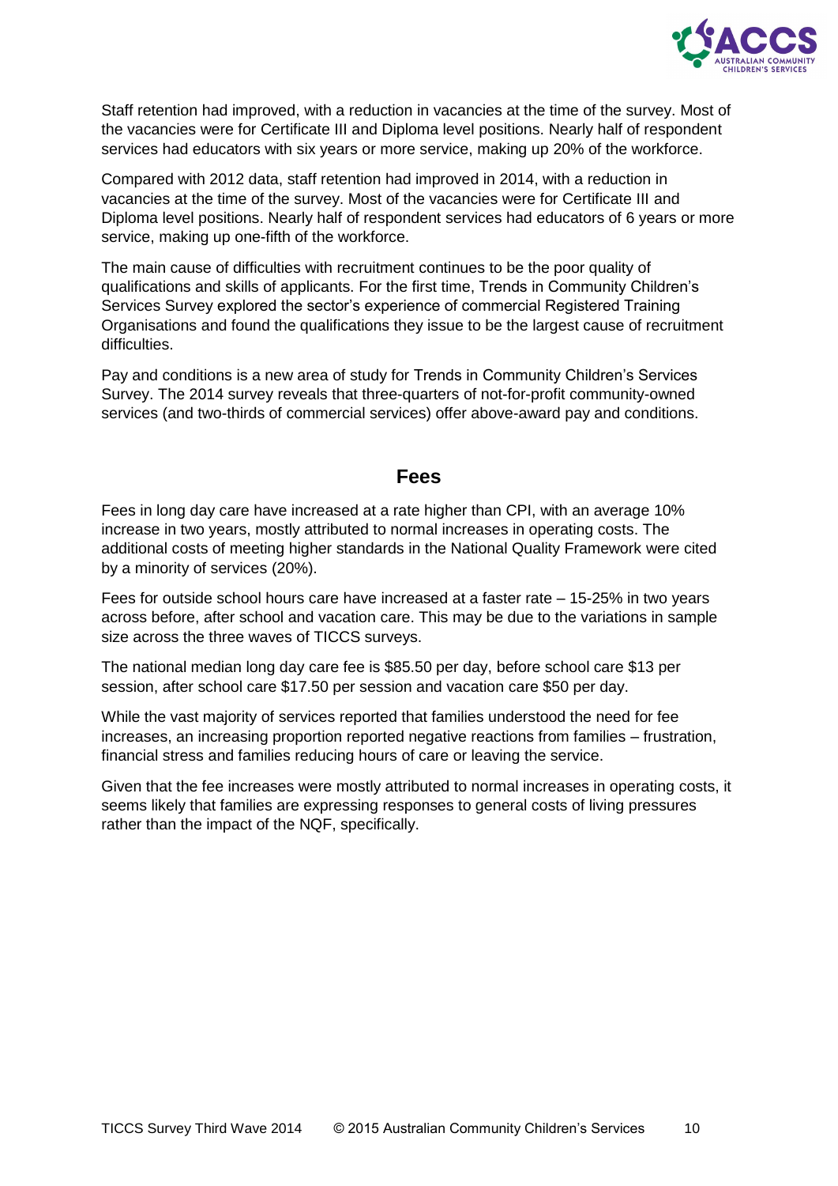Staff retention had improved, with a reduction in vacancies at the time of the survey. Most of the vacancies were for Certificate III and Diploma level positions. Nearly half of respondent services had educators with six years or more service, making up 20% of the workforce.

Compared with 2012 data, staff retention had improved in 2014, with a reduction in vacancies at the time of the survey. Most of the vacancies were for Certificate III and Diploma level positions. Nearly half of respondent services had educators of 6 years or more service, making up one-fifth of the workforce.

The main cause of difficulties with recruitment continues to be the poor quality of qualifications and skills of applicants. For the first time, Trends in Community Children's Services Survey explored the sector's experience of commercial Registered Training Organisations and found the qualifications they issue to be the largest cause of recruitment difficulties.

Pay and conditions is a new area of study for Trends in Community Children's Services Survey. The 2014 survey reveals that three-quarters of not-for-profit community-owned services (and two-thirds of commercial services) offer above-award pay and conditions.

## Fees

Fees in long day care have increased at a rate higher than CPI, with an average 10% increase in two years, mostly attributed to normal increases in operating costs. The additional costs of meeting higher standards in the National Quality Framework were cited by a minority of services (20%).

Fees for outside school hours care have increased at a faster rate – 15-25% in two years across before, after school and vacation care. This may be due to the variations in sample size across the three waves of TICCS surveys.

The national median long day care fee is $85.50 per day, before school care $13 per session, after school care $17.50 per session and vacation care $50 per day.

While the vast majority of services reported that families understood the need for fee increases, an increasing proportion reported negative reactions from families – frustration, financial stress and families reducing hours of care or leaving the service.

Given that the fee increases were mostly attributed to normal increases in operating costs, it seems likely that families are expressing responses to general costs of living pressures rather than the impact of the NQF, specifically.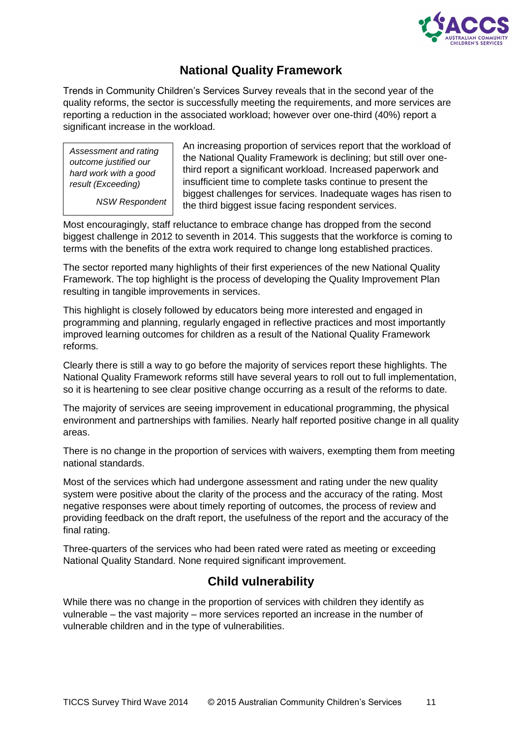## National Quality Framework

Trends in Community Children's Services Survey reveals that in the second year of the quality reforms, the sector is successfully meeting the requirements, and more services are reporting a reduction in the associated workload; however over one-third (40%) report a significant increase in the workload.

> *Assessment and rating outcome justified our hard work with a good result (Exceeding)*
>
> *NSW Respondent*

An increasing proportion of services report that the workload of the National Quality Framework is declining; but still over one-third report a significant workload. Increased paperwork and insufficient time to complete tasks continue to present the biggest challenges for services. Inadequate wages has risen to the third biggest issue facing respondent services.

Most encouragingly, staff reluctance to embrace change has dropped from the second biggest challenge in 2012 to seventh in 2014. This suggests that the workforce is coming to terms with the benefits of the extra work required to change long established practices.

The sector reported many highlights of their first experiences of the new National Quality Framework. The top highlight is the process of developing the Quality Improvement Plan resulting in tangible improvements in services.

This highlight is closely followed by educators being more interested and engaged in programming and planning, regularly engaged in reflective practices and most importantly improved learning outcomes for children as a result of the National Quality Framework reforms.

Clearly there is still a way to go before the majority of services report these highlights. The National Quality Framework reforms still have several years to roll out to full implementation, so it is heartening to see clear positive change occurring as a result of the reforms to date.

The majority of services are seeing improvement in educational programming, the physical environment and partnerships with families. Nearly half reported positive change in all quality areas.

There is no change in the proportion of services with waivers, exempting them from meeting national standards.

Most of the services which had undergone assessment and rating under the new quality system were positive about the clarity of the process and the accuracy of the rating. Most negative responses were about timely reporting of outcomes, the process of review and providing feedback on the draft report, the usefulness of the report and the accuracy of the final rating.

Three-quarters of the services who had been rated were rated as meeting or exceeding National Quality Standard. None required significant improvement.

## Child vulnerability

While there was no change in the proportion of services with children they identify as vulnerable – the vast majority – more services reported an increase in the number of vulnerable children and in the type of vulnerabilities.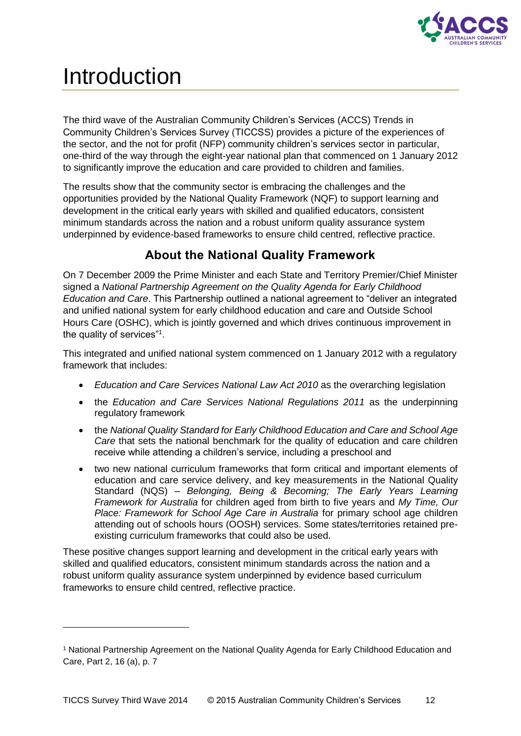# Introduction

The third wave of the Australian Community Children's Services (ACCS) Trends in Community Children's Services Survey (TICCSS) provides a picture of the experiences of the sector, and the not for profit (NFP) community children's services sector in particular, one-third of the way through the eight-year national plan that commenced on 1 January 2012 to significantly improve the education and care provided to children and families.

The results show that the community sector is embracing the challenges and the opportunities provided by the National Quality Framework (NQF) to support learning and development in the critical early years with skilled and qualified educators, consistent minimum standards across the nation and a robust uniform quality assurance system underpinned by evidence-based frameworks to ensure child centred, reflective practice.

## About the National Quality Framework

On 7 December 2009 the Prime Minister and each State and Territory Premier/Chief Minister signed a *National Partnership Agreement on the Quality Agenda for Early Childhood Education and Care*. This Partnership outlined a national agreement to "deliver an integrated and unified national system for early childhood education and care and Outside School Hours Care (OSHC), which is jointly governed and which drives continuous improvement in the quality of services"[1].

This integrated and unified national system commenced on 1 January 2012 with a regulatory framework that includes:

- *Education and Care Services National Law Act 2010* as the overarching legislation
- the *Education and Care Services National Regulations 2011* as the underpinning regulatory framework
- the *National Quality Standard for Early Childhood Education and Care and School Age Care* that sets the national benchmark for the quality of education and care children receive while attending a children's service, including a preschool and
- two new national curriculum frameworks that form critical and important elements of education and care service delivery, and key measurements in the National Quality Standard (NQS) – *Belonging, Being & Becoming; The Early Years Learning Framework for Australia* for children aged from birth to five years and *My Time, Our Place: Framework for School Age Care in Australia* for primary school age children attending out of schools hours (OOSH) services. Some states/territories retained pre-existing curriculum frameworks that could also be used.

These positive changes support learning and development in the critical early years with skilled and qualified educators, consistent minimum standards across the nation and a robust uniform quality assurance system underpinned by evidence based curriculum frameworks to ensure child centred, reflective practice.

---

[1] National Partnership Agreement on the National Quality Agenda for Early Childhood Education and Care, Part 2, 16 (a), p. 7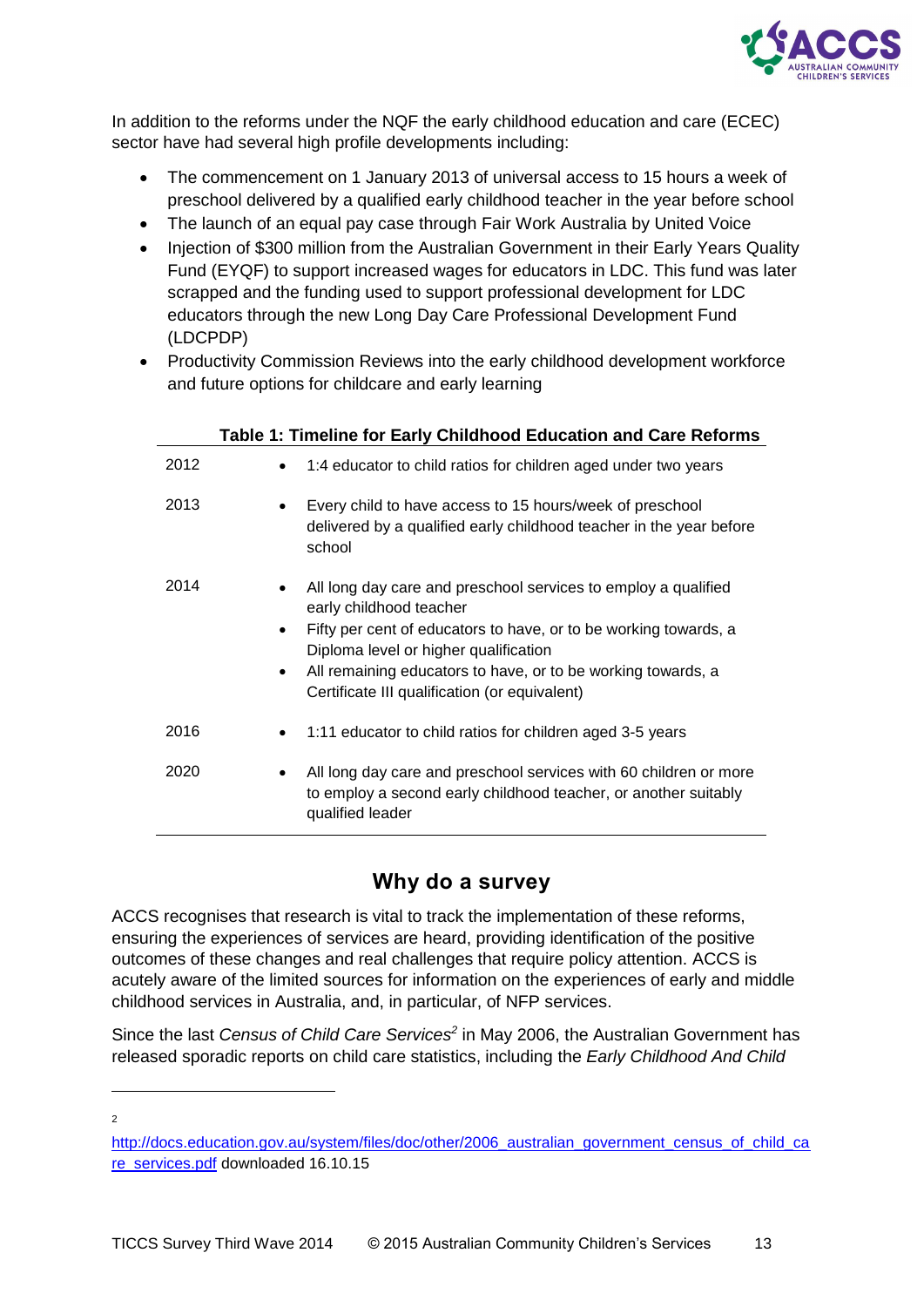In addition to the reforms under the NQF the early childhood education and care (ECEC) sector have had several high profile developments including:

- The commencement on 1 January 2013 of universal access to 15 hours a week of preschool delivered by a qualified early childhood teacher in the year before school
- The launch of an equal pay case through Fair Work Australia by United Voice
- Injection of $300 million from the Australian Government in their Early Years Quality Fund (EYQF) to support increased wages for educators in LDC. This fund was later scrapped and the funding used to support professional development for LDC educators through the new Long Day Care Professional Development Fund (LDCPDP)
- Productivity Commission Reviews into the early childhood development workforce and future options for childcare and early learning

**Table 1: Timeline for Early Childhood Education and Care Reforms**

| Year | Reform |
|---|---|
| 2012 | • 1:4 educator to child ratios for children aged under two years |
| 2013 | • Every child to have access to 15 hours/week of preschool delivered by a qualified early childhood teacher in the year before school |
| 2014 | • All long day care and preschool services to employ a qualified early childhood teacher<br>• Fifty per cent of educators to have, or to be working towards, a Diploma level or higher qualification<br>• All remaining educators to have, or to be working towards, a Certificate III qualification (or equivalent) |
| 2016 | • 1:11 educator to child ratios for children aged 3-5 years |
| 2020 | • All long day care and preschool services with 60 children or more to employ a second early childhood teacher, or another suitably qualified leader |

## Why do a survey

ACCS recognises that research is vital to track the implementation of these reforms, ensuring the experiences of services are heard, providing identification of the positive outcomes of these changes and real challenges that require policy attention. ACCS is acutely aware of the limited sources for information on the experiences of early and middle childhood services in Australia, and, in particular, of NFP services.

Since the last *Census of Child Care Services*[2] in May 2006, the Australian Government has released sporadic reports on child care statistics, including the *Early Childhood And Child*

[2] http://docs.education.gov.au/system/files/doc/other/2006_australian_government_census_of_child_care_services.pdf downloaded 16.10.15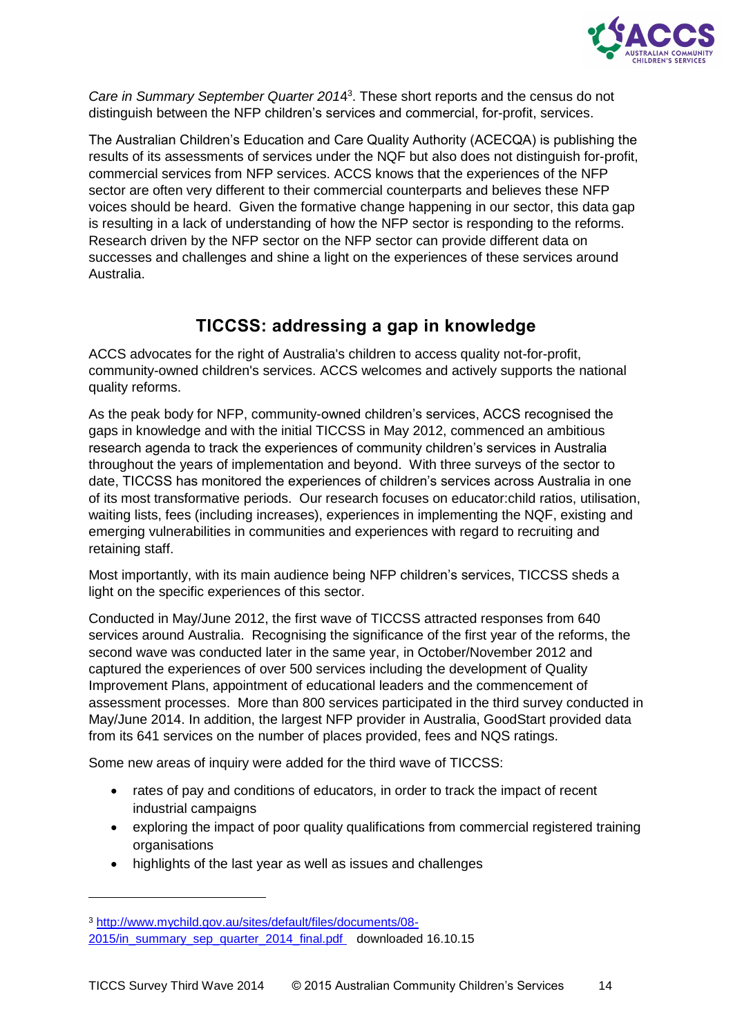*Care in Summary September Quarter 2014*[3]. These short reports and the census do not distinguish between the NFP children's services and commercial, for-profit, services.

The Australian Children's Education and Care Quality Authority (ACECQA) is publishing the results of its assessments of services under the NQF but also does not distinguish for-profit, commercial services from NFP services. ACCS knows that the experiences of the NFP sector are often very different to their commercial counterparts and believes these NFP voices should be heard. Given the formative change happening in our sector, this data gap is resulting in a lack of understanding of how the NFP sector is responding to the reforms. Research driven by the NFP sector on the NFP sector can provide different data on successes and challenges and shine a light on the experiences of these services around Australia.

## TICCSS: addressing a gap in knowledge

ACCS advocates for the right of Australia's children to access quality not-for-profit, community-owned children's services. ACCS welcomes and actively supports the national quality reforms.

As the peak body for NFP, community-owned children's services, ACCS recognised the gaps in knowledge and with the initial TICCSS in May 2012, commenced an ambitious research agenda to track the experiences of community children's services in Australia throughout the years of implementation and beyond. With three surveys of the sector to date, TICCSS has monitored the experiences of children's services across Australia in one of its most transformative periods. Our research focuses on educator:child ratios, utilisation, waiting lists, fees (including increases), experiences in implementing the NQF, existing and emerging vulnerabilities in communities and experiences with regard to recruiting and retaining staff.

Most importantly, with its main audience being NFP children's services, TICCSS sheds a light on the specific experiences of this sector.

Conducted in May/June 2012, the first wave of TICCSS attracted responses from 640 services around Australia. Recognising the significance of the first year of the reforms, the second wave was conducted later in the same year, in October/November 2012 and captured the experiences of over 500 services including the development of Quality Improvement Plans, appointment of educational leaders and the commencement of assessment processes. More than 800 services participated in the third survey conducted in May/June 2014. In addition, the largest NFP provider in Australia, GoodStart provided data from its 641 services on the number of places provided, fees and NQS ratings.

Some new areas of inquiry were added for the third wave of TICCSS:

- rates of pay and conditions of educators, in order to track the impact of recent industrial campaigns
- exploring the impact of poor quality qualifications from commercial registered training organisations
- highlights of the last year as well as issues and challenges

---

[3] http://www.mychild.gov.au/sites/default/files/documents/08-2015/in_summary_sep_quarter_2014_final.pdf downloaded 16.10.15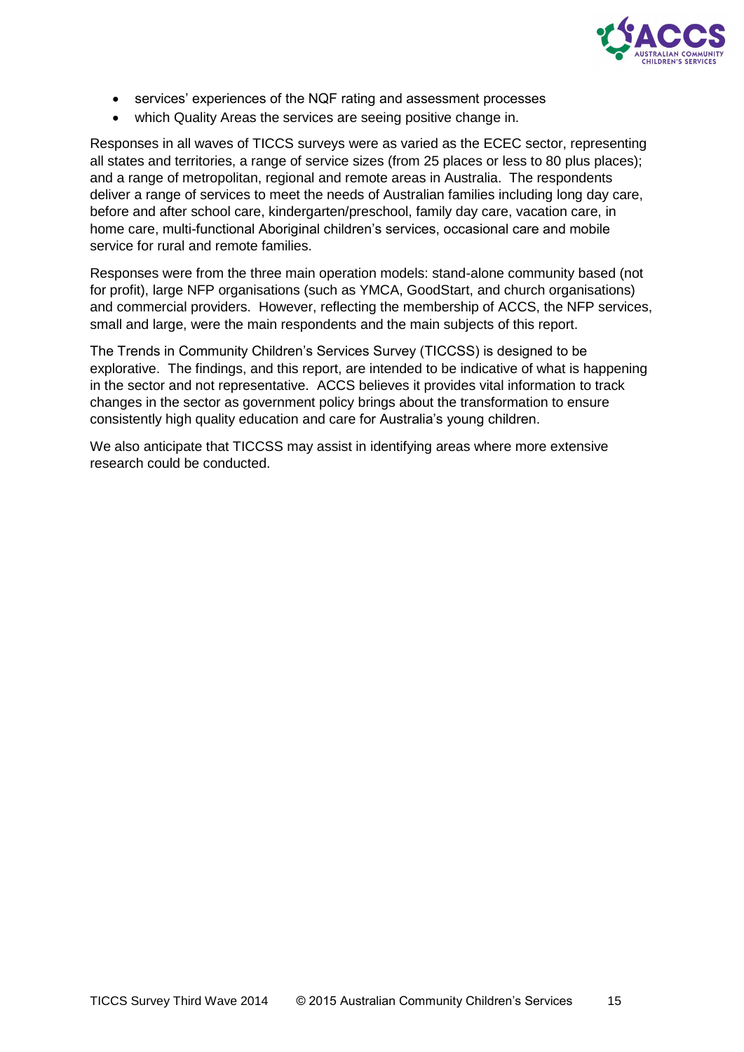- services' experiences of the NQF rating and assessment processes
- which Quality Areas the services are seeing positive change in.

Responses in all waves of TICCS surveys were as varied as the ECEC sector, representing all states and territories, a range of service sizes (from 25 places or less to 80 plus places); and a range of metropolitan, regional and remote areas in Australia. The respondents deliver a range of services to meet the needs of Australian families including long day care, before and after school care, kindergarten/preschool, family day care, vacation care, in home care, multi-functional Aboriginal children's services, occasional care and mobile service for rural and remote families.

Responses were from the three main operation models: stand-alone community based (not for profit), large NFP organisations (such as YMCA, GoodStart, and church organisations) and commercial providers. However, reflecting the membership of ACCS, the NFP services, small and large, were the main respondents and the main subjects of this report.

The Trends in Community Children's Services Survey (TICCSS) is designed to be explorative. The findings, and this report, are intended to be indicative of what is happening in the sector and not representative. ACCS believes it provides vital information to track changes in the sector as government policy brings about the transformation to ensure consistently high quality education and care for Australia's young children.

We also anticipate that TICCSS may assist in identifying areas where more extensive research could be conducted.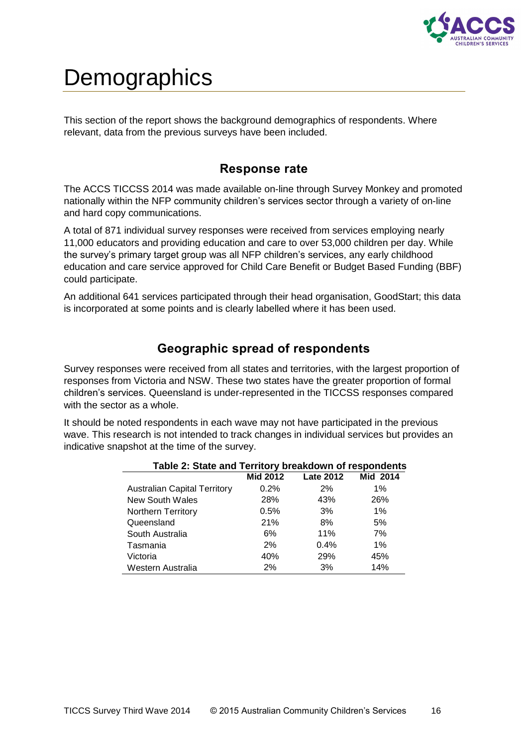# Demographics

This section of the report shows the background demographics of respondents. Where relevant, data from the previous surveys have been included.

## Response rate

The ACCS TICCSS 2014 was made available on-line through Survey Monkey and promoted nationally within the NFP community children's services sector through a variety of on-line and hard copy communications.

A total of 871 individual survey responses were received from services employing nearly 11,000 educators and providing education and care to over 53,000 children per day. While the survey's primary target group was all NFP children's services, any early childhood education and care service approved for Child Care Benefit or Budget Based Funding (BBF) could participate.

An additional 641 services participated through their head organisation, GoodStart; this data is incorporated at some points and is clearly labelled where it has been used.

## Geographic spread of respondents

Survey responses were received from all states and territories, with the largest proportion of responses from Victoria and NSW. These two states have the greater proportion of formal children's services. Queensland is under-represented in the TICCSS responses compared with the sector as a whole.

It should be noted respondents in each wave may not have participated in the previous wave. This research is not intended to track changes in individual services but provides an indicative snapshot at the time of the survey.

**Table 2: State and Territory breakdown of respondents**

| | Mid 2012 | Late 2012 | Mid 2014 |
|---|---|---|---|
| Australian Capital Territory | 0.2% | 2% | 1% |
| New South Wales | 28% | 43% | 26% |
| Northern Territory | 0.5% | 3% | 1% |
| Queensland | 21% | 8% | 5% |
| South Australia | 6% | 11% | 7% |
| Tasmania | 2% | 0.4% | 1% |
| Victoria | 40% | 29% | 45% |
| Western Australia | 2% | 3% | 14% |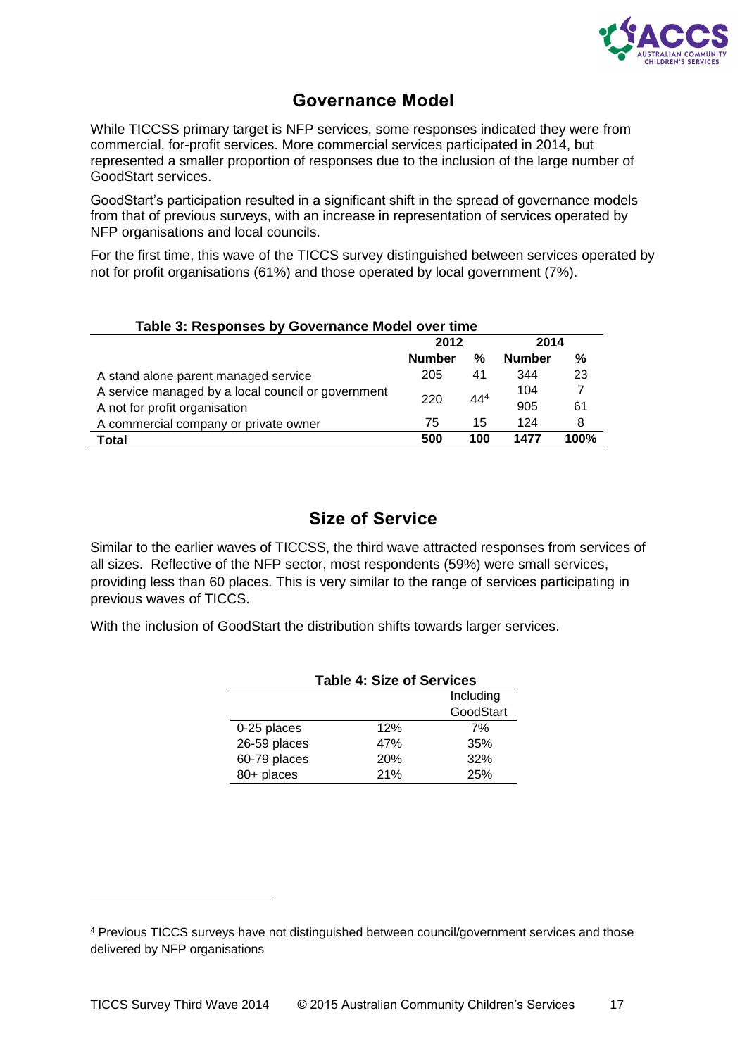## Governance Model

While TICCSS primary target is NFP services, some responses indicated they were from commercial, for-profit services. More commercial services participated in 2014, but represented a smaller proportion of responses due to the inclusion of the large number of GoodStart services.

GoodStart's participation resulted in a significant shift in the spread of governance models from that of previous surveys, with an increase in representation of services operated by NFP organisations and local councils.

For the first time, this wave of the TICCS survey distinguished between services operated by not for profit organisations (61%) and those operated by local government (7%).

**Table 3: Responses by Governance Model over time**

| | 2012 | | 2014 | |
|---|---|---|---|---|
| | **Number** | **%** | **Number** | **%** |
| A stand alone parent managed service | 205 | 41 | 344 | 23 |
| A service managed by a local council or government | 220 | 44[4] | 104 | 7 |
| A not for profit organisation | | | 905 | 61 |
| A commercial company or private owner | 75 | 15 | 124 | 8 |
| **Total** | **500** | **100** | **1477** | **100%** |

## Size of Service

Similar to the earlier waves of TICCSS, the third wave attracted responses from services of all sizes. Reflective of the NFP sector, most respondents (59%) were small services, providing less than 60 places. This is very similar to the range of services participating in previous waves of TICCS.

With the inclusion of GoodStart the distribution shifts towards larger services.

**Table 4: Size of Services**

| | | Including GoodStart |
|---|---|---|
| 0-25 places | 12% | 7% |
| 26-59 places | 47% | 35% |
| 60-79 places | 20% | 32% |
| 80+ places | 21% | 25% |

[4] Previous TICCS surveys have not distinguished between council/government services and those delivered by NFP organisations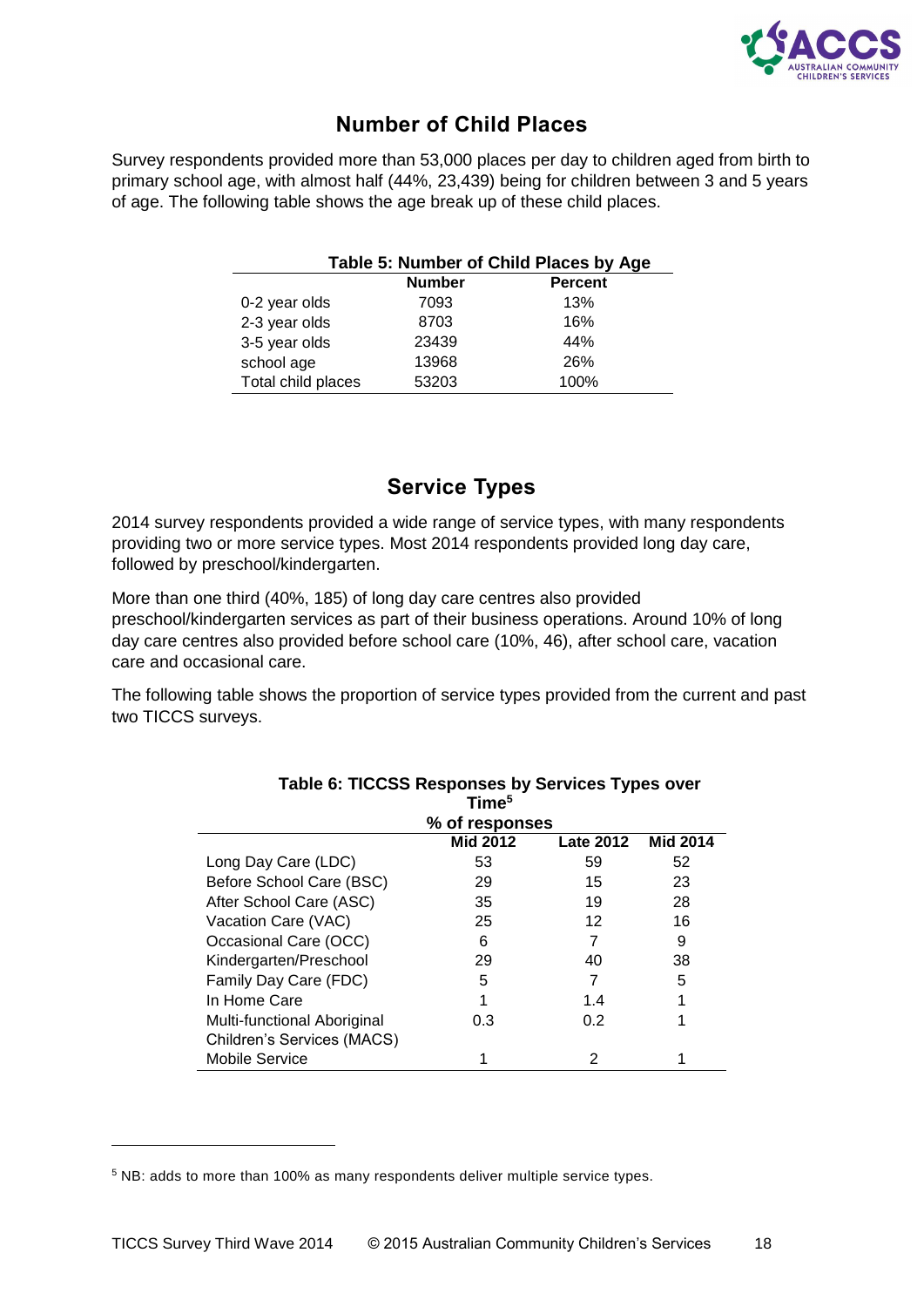## Number of Child Places

Survey respondents provided more than 53,000 places per day to children aged from birth to primary school age, with almost half (44%, 23,439) being for children between 3 and 5 years of age. The following table shows the age break up of these child places.

**Table 5: Number of Child Places by Age**

| | Number | Percent |
|---|---|---|
| 0-2 year olds | 7093 | 13% |
| 2-3 year olds | 8703 | 16% |
| 3-5 year olds | 23439 | 44% |
| school age | 13968 | 26% |
| Total child places | 53203 | 100% |

## Service Types

2014 survey respondents provided a wide range of service types, with many respondents providing two or more service types. Most 2014 respondents provided long day care, followed by preschool/kindergarten.

More than one third (40%, 185) of long day care centres also provided preschool/kindergarten services as part of their business operations. Around 10% of long day care centres also provided before school care (10%, 46), after school care, vacation care and occasional care.

The following table shows the proportion of service types provided from the current and past two TICCS surveys.

**Table 6: TICCSS Responses by Services Types over Time[5]**

| | % of responses | | |
|---|---|---|---|
| | Mid 2012 | Late 2012 | Mid 2014 |
| Long Day Care (LDC) | 53 | 59 | 52 |
| Before School Care (BSC) | 29 | 15 | 23 |
| After School Care (ASC) | 35 | 19 | 28 |
| Vacation Care (VAC) | 25 | 12 | 16 |
| Occasional Care (OCC) | 6 | 7 | 9 |
| Kindergarten/Preschool | 29 | 40 | 38 |
| Family Day Care (FDC) | 5 | 7 | 5 |
| In Home Care | 1 | 1.4 | 1 |
| Multi-functional Aboriginal Children's Services (MACS) | 0.3 | 0.2 | 1 |
| Mobile Service | 1 | 2 | 1 |

[5] NB: adds to more than 100% as many respondents deliver multiple service types.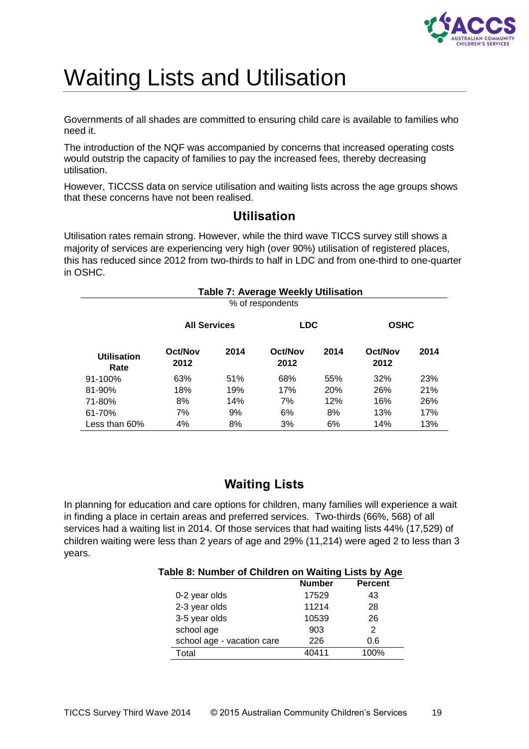// Waiting Lists and Utilisation — page 19

# Waiting Lists and Utilisation

Governments of all shades are committed to ensuring child care is available to families who need it.

The introduction of the NQF was accompanied by concerns that increased operating costs would outstrip the capacity of families to pay the increased fees, thereby decreasing utilisation.

However, TICCSS data on service utilisation and waiting lists across the age groups shows that these concerns have not been realised.

## Utilisation

Utilisation rates remain strong. However, while the third wave TICCS survey still shows a majority of services are experiencing very high (over 90%) utilisation of registered places, this has reduced since 2012 from two-thirds to half in LDC and from one-third to one-quarter in OSHC.

**Table 7: Average Weekly Utilisation**

% of respondents

| | All Services | | LDC | | OSHC | |
|---|---|---|---|---|---|---|
| **Utilisation Rate** | **Oct/Nov 2012** | **2014** | **Oct/Nov 2012** | **2014** | **Oct/Nov 2012** | **2014** |
| 91-100% | 63% | 51% | 68% | 55% | 32% | 23% |
| 81-90% | 18% | 19% | 17% | 20% | 26% | 21% |
| 71-80% | 8% | 14% | 7% | 12% | 16% | 26% |
| 61-70% | 7% | 9% | 6% | 8% | 13% | 17% |
| Less than 60% | 4% | 8% | 3% | 6% | 14% | 13% |

## Waiting Lists

In planning for education and care options for children, many families will experience a wait in finding a place in certain areas and preferred services. Two-thirds (66%, 568) of all services had a waiting list in 2014. Of those services that had waiting lists 44% (17,529) of children waiting were less than 2 years of age and 29% (11,214) were aged 2 to less than 3 years.

**Table 8: Number of Children on Waiting Lists by Age**

| | Number | Percent |
|---|---|---|
| 0-2 year olds | 17529 | 43 |
| 2-3 year olds | 11214 | 28 |
| 3-5 year olds | 10539 | 26 |
| school age | 903 | 2 |
| school age - vacation care | 226 | 0.6 |
| Total | 40411 | 100% |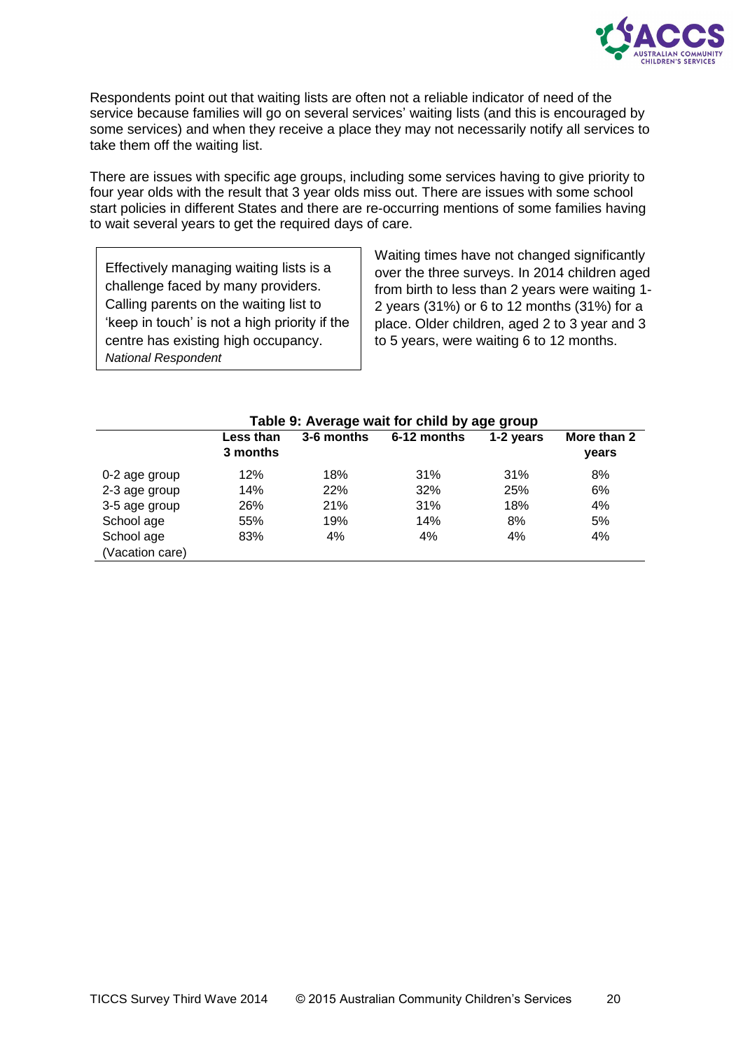Respondents point out that waiting lists are often not a reliable indicator of need of the service because families will go on several services' waiting lists (and this is encouraged by some services) and when they receive a place they may not necessarily notify all services to take them off the waiting list.

There are issues with specific age groups, including some services having to give priority to four year olds with the result that 3 year olds miss out. There are issues with some school start policies in different States and there are re-occurring mentions of some families having to wait several years to get the required days of care.

> Effectively managing waiting lists is a challenge faced by many providers. Calling parents on the waiting list to 'keep in touch' is not a high priority if the centre has existing high occupancy.
> *National Respondent*

Waiting times have not changed significantly over the three surveys. In 2014 children aged from birth to less than 2 years were waiting 1-2 years (31%) or 6 to 12 months (31%) for a place. Older children, aged 2 to 3 year and 3 to 5 years, were waiting 6 to 12 months.

**Table 9: Average wait for child by age group**

| | Less than 3 months | 3-6 months | 6-12 months | 1-2 years | More than 2 years |
|---|---|---|---|---|---|
| 0-2 age group | 12% | 18% | 31% | 31% | 8% |
| 2-3 age group | 14% | 22% | 32% | 25% | 6% |
| 3-5 age group | 26% | 21% | 31% | 18% | 4% |
| School age | 55% | 19% | 14% | 8% | 5% |
| School age (Vacation care) | 83% | 4% | 4% | 4% | 4% |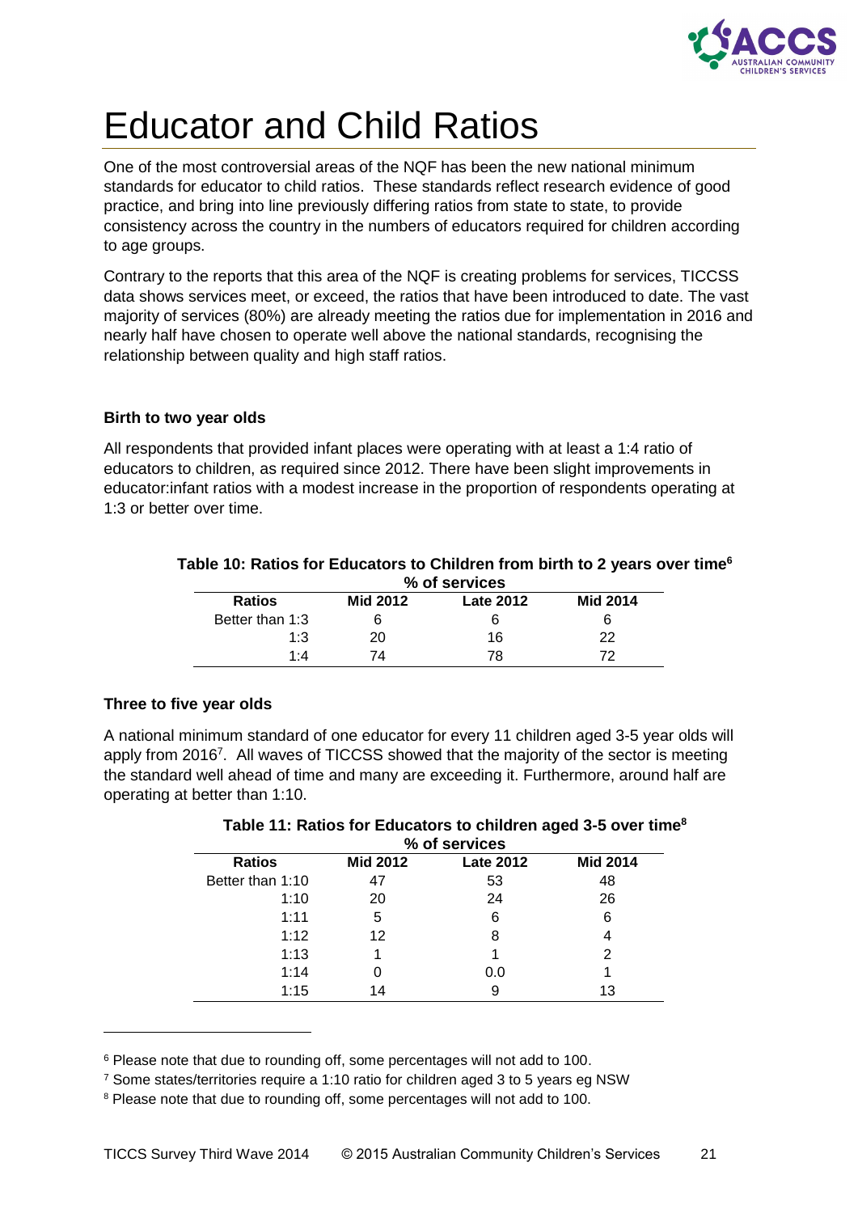# Educator and Child Ratios

One of the most controversial areas of the NQF has been the new national minimum standards for educator to child ratios. These standards reflect research evidence of good practice, and bring into line previously differing ratios from state to state, to provide consistency across the country in the numbers of educators required for children according to age groups.

Contrary to the reports that this area of the NQF is creating problems for services, TICCSS data shows services meet, or exceed, the ratios that have been introduced to date. The vast majority of services (80%) are already meeting the ratios due for implementation in 2016 and nearly half have chosen to operate well above the national standards, recognising the relationship between quality and high staff ratios.

### Birth to two year olds

All respondents that provided infant places were operating with at least a 1:4 ratio of educators to children, as required since 2012. There have been slight improvements in educator:infant ratios with a modest increase in the proportion of respondents operating at 1:3 or better over time.

**Table 10: Ratios for Educators to Children from birth to 2 years over time[6]**

| | % of services | | |
|---|---|---|---|
| **Ratios** | **Mid 2012** | **Late 2012** | **Mid 2014** |
| Better than 1:3 | 6 | 6 | 6 |
| 1:3 | 20 | 16 | 22 |
| 1:4 | 74 | 78 | 72 |

### Three to five year olds

A national minimum standard of one educator for every 11 children aged 3-5 year olds will apply from 2016[7]. All waves of TICCSS showed that the majority of the sector is meeting the standard well ahead of time and many are exceeding it. Furthermore, around half are operating at better than 1:10.

**Table 11: Ratios for Educators to children aged 3-5 over time[8]**

| | % of services | | |
|---|---|---|---|
| **Ratios** | **Mid 2012** | **Late 2012** | **Mid 2014** |
| Better than 1:10 | 47 | 53 | 48 |
| 1:10 | 20 | 24 | 26 |
| 1:11 | 5 | 6 | 6 |
| 1:12 | 12 | 8 | 4 |
| 1:13 | 1 | 1 | 2 |
| 1:14 | 0 | 0.0 | 1 |
| 1:15 | 14 | 9 | 13 |

---

[6] Please note that due to rounding off, some percentages will not add to 100.

[7] Some states/territories require a 1:10 ratio for children aged 3 to 5 years eg NSW

[8] Please note that due to rounding off, some percentages will not add to 100.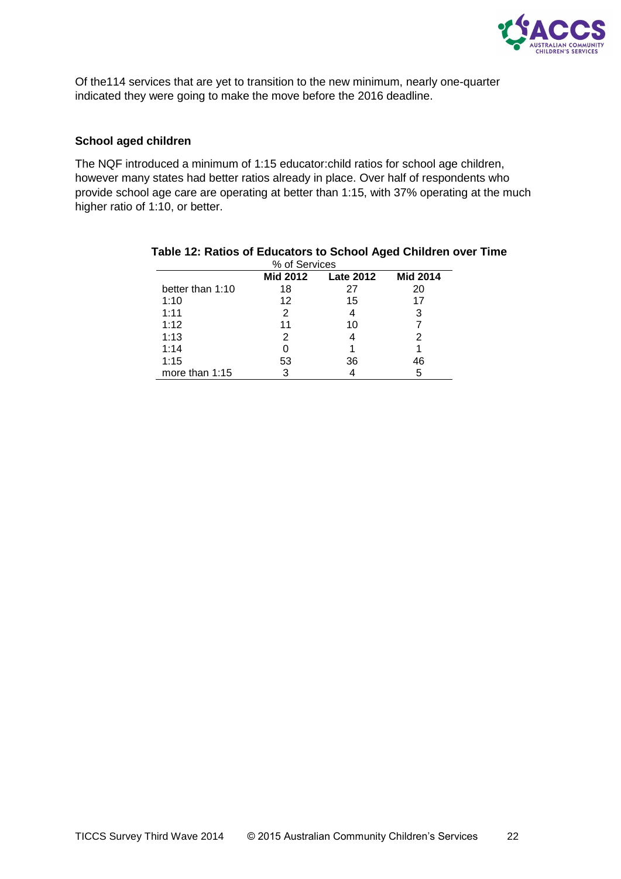Of the114 services that are yet to transition to the new minimum, nearly one-quarter indicated they were going to make the move before the 2016 deadline.

### School aged children

The NQF introduced a minimum of 1:15 educator:child ratios for school age children, however many states had better ratios already in place. Over half of respondents who provide school age care are operating at better than 1:15, with 37% operating at the much higher ratio of 1:10, or better.

**Table 12: Ratios of Educators to School Aged Children over Time**

% of Services

| | Mid 2012 | Late 2012 | Mid 2014 |
|---|---|---|---|
| better than 1:10 | 18 | 27 | 20 |
| 1:10 | 12 | 15 | 17 |
| 1:11 | 2 | 4 | 3 |
| 1:12 | 11 | 10 | 7 |
| 1:13 | 2 | 4 | 2 |
| 1:14 | 0 | 1 | 1 |
| 1:15 | 53 | 36 | 46 |
| more than 1:15 | 3 | 4 | 5 |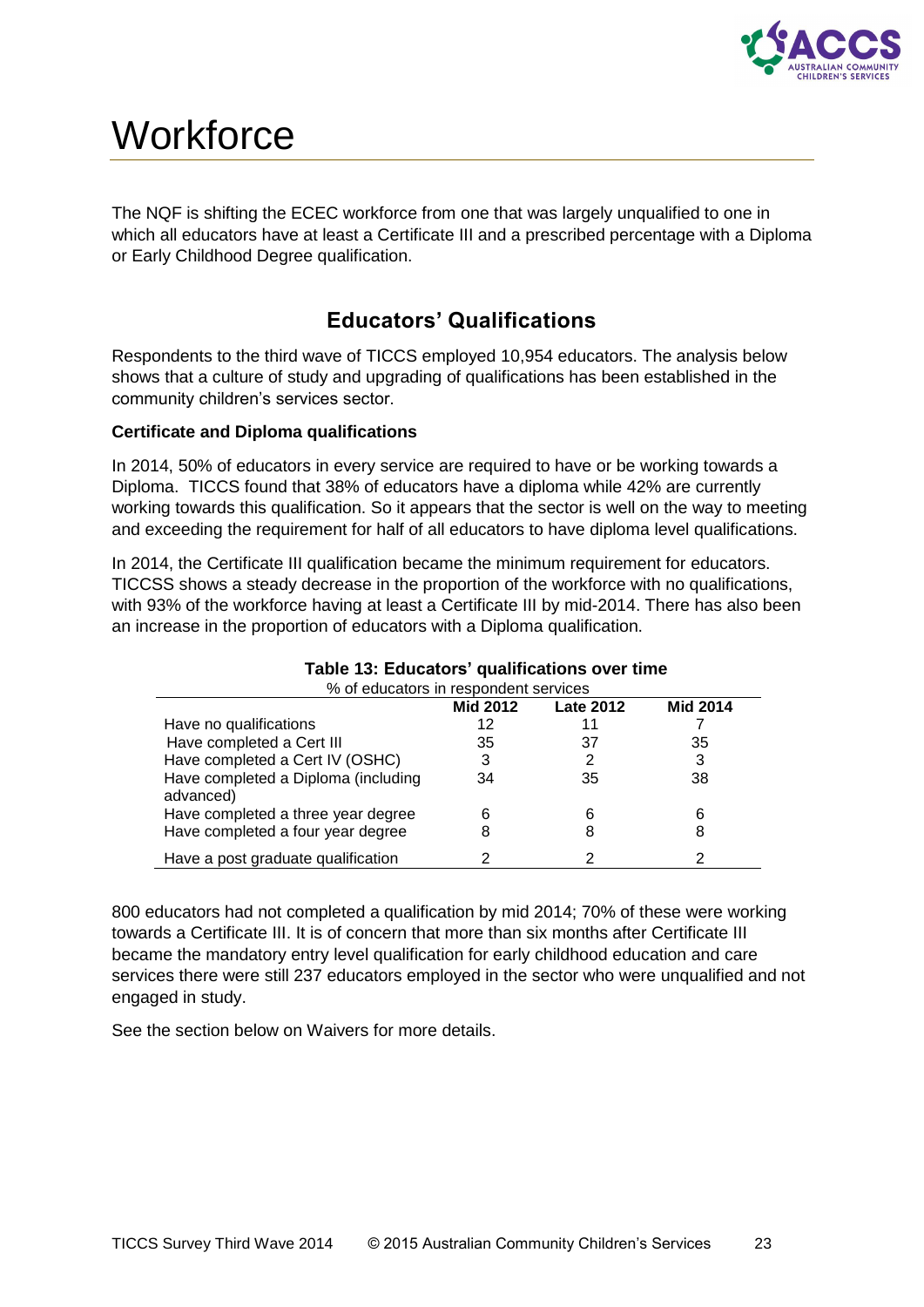# Workforce

The NQF is shifting the ECEC workforce from one that was largely unqualified to one in which all educators have at least a Certificate III and a prescribed percentage with a Diploma or Early Childhood Degree qualification.

## Educators' Qualifications

Respondents to the third wave of TICCS employed 10,954 educators. The analysis below shows that a culture of study and upgrading of qualifications has been established in the community children's services sector.

**Certificate and Diploma qualifications**

In 2014, 50% of educators in every service are required to have or be working towards a Diploma. TICCS found that 38% of educators have a diploma while 42% are currently working towards this qualification. So it appears that the sector is well on the way to meeting and exceeding the requirement for half of all educators to have diploma level qualifications.

In 2014, the Certificate III qualification became the minimum requirement for educators. TICCSS shows a steady decrease in the proportion of the workforce with no qualifications, with 93% of the workforce having at least a Certificate III by mid-2014. There has also been an increase in the proportion of educators with a Diploma qualification.

**Table 13: Educators' qualifications over time**

% of educators in respondent services

| | Mid 2012 | Late 2012 | Mid 2014 |
|---|---|---|---|
| Have no qualifications | 12 | 11 | 7 |
| Have completed a Cert III | 35 | 37 | 35 |
| Have completed a Cert IV (OSHC) | 3 | 2 | 3 |
| Have completed a Diploma (including advanced) | 34 | 35 | 38 |
| Have completed a three year degree | 6 | 6 | 6 |
| Have completed a four year degree | 8 | 8 | 8 |
| Have a post graduate qualification | 2 | 2 | 2 |

800 educators had not completed a qualification by mid 2014; 70% of these were working towards a Certificate III. It is of concern that more than six months after Certificate III became the mandatory entry level qualification for early childhood education and care services there were still 237 educators employed in the sector who were unqualified and not engaged in study.

See the section below on Waivers for more details.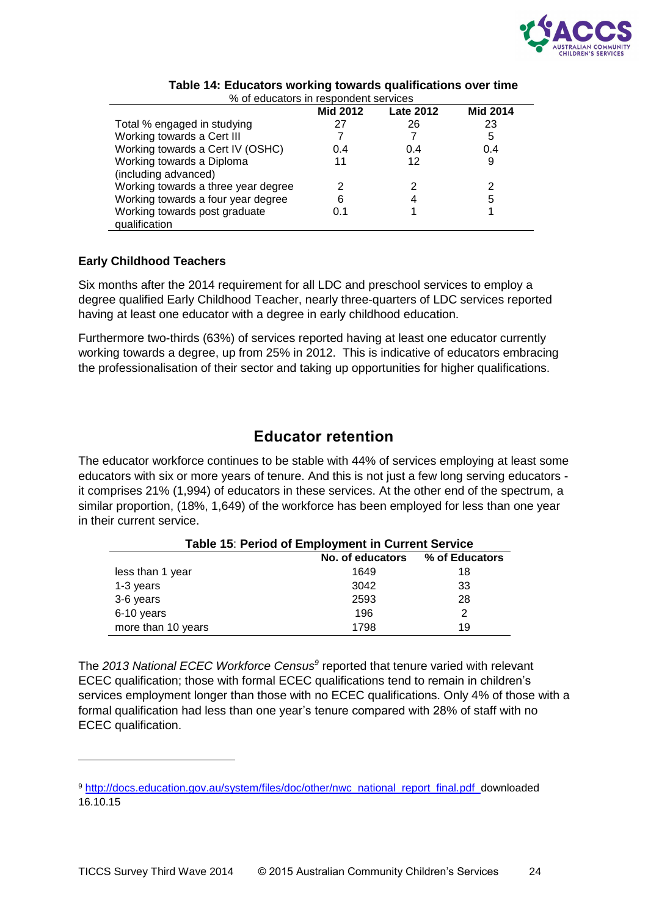**Table 14: Educators working towards qualifications over time**

% of educators in respondent services

| | Mid 2012 | Late 2012 | Mid 2014 |
|---|---|---|---|
| Total % engaged in studying | 27 | 26 | 23 |
| Working towards a Cert III | 7 | 7 | 5 |
| Working towards a Cert IV (OSHC) | 0.4 | 0.4 | 0.4 |
| Working towards a Diploma (including advanced) | 11 | 12 | 9 |
| Working towards a three year degree | 2 | 2 | 2 |
| Working towards a four year degree | 6 | 4 | 5 |
| Working towards post graduate qualification | 0.1 | 1 | 1 |

### Early Childhood Teachers

Six months after the 2014 requirement for all LDC and preschool services to employ a degree qualified Early Childhood Teacher, nearly three-quarters of LDC services reported having at least one educator with a degree in early childhood education.

Furthermore two-thirds (63%) of services reported having at least one educator currently working towards a degree, up from 25% in 2012. This is indicative of educators embracing the professionalisation of their sector and taking up opportunities for higher qualifications.

## Educator retention

The educator workforce continues to be stable with 44% of services employing at least some educators with six or more years of tenure. And this is not just a few long serving educators - it comprises 21% (1,994) of educators in these services. At the other end of the spectrum, a similar proportion, (18%, 1,649) of the workforce has been employed for less than one year in their current service.

**Table 15**: **Period of Employment in Current Service**

| | No. of educators | % of Educators |
|---|---|---|
| less than 1 year | 1649 | 18 |
| 1-3 years | 3042 | 33 |
| 3-6 years | 2593 | 28 |
| 6-10 years | 196 | 2 |
| more than 10 years | 1798 | 19 |

The *2013 National ECEC Workforce Census*[9] reported that tenure varied with relevant ECEC qualification; those with formal ECEC qualifications tend to remain in children's services employment longer than those with no ECEC qualifications. Only 4% of those with a formal qualification had less than one year's tenure compared with 28% of staff with no ECEC qualification.

---

[9] http://docs.education.gov.au/system/files/doc/other/nwc_national_report_final.pdf downloaded 16.10.15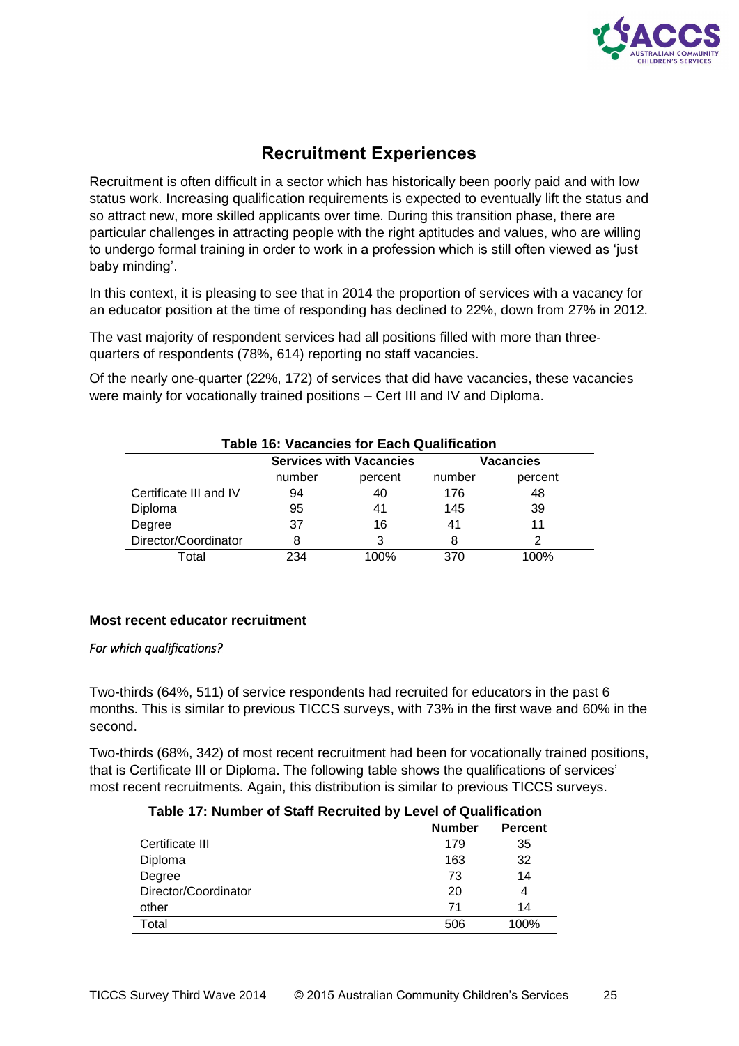## Recruitment Experiences

Recruitment is often difficult in a sector which has historically been poorly paid and with low status work. Increasing qualification requirements is expected to eventually lift the status and so attract new, more skilled applicants over time. During this transition phase, there are particular challenges in attracting people with the right aptitudes and values, who are willing to undergo formal training in order to work in a profession which is still often viewed as 'just baby minding'.

In this context, it is pleasing to see that in 2014 the proportion of services with a vacancy for an educator position at the time of responding has declined to 22%, down from 27% in 2012.

The vast majority of respondent services had all positions filled with more than three-quarters of respondents (78%, 614) reporting no staff vacancies.

Of the nearly one-quarter (22%, 172) of services that did have vacancies, these vacancies were mainly for vocationally trained positions – Cert III and IV and Diploma.

**Table 16: Vacancies for Each Qualification**

| | Services with Vacancies | | Vacancies | |
|---|---|---|---|---|
| | number | percent | number | percent |
| Certificate III and IV | 94 | 40 | 176 | 48 |
| Diploma | 95 | 41 | 145 | 39 |
| Degree | 37 | 16 | 41 | 11 |
| Director/Coordinator | 8 | 3 | 8 | 2 |
| Total | 234 | 100% | 370 | 100% |

### Most recent educator recruitment

*For which qualifications?*

Two-thirds (64%, 511) of service respondents had recruited for educators in the past 6 months. This is similar to previous TICCS surveys, with 73% in the first wave and 60% in the second.

Two-thirds (68%, 342) of most recent recruitment had been for vocationally trained positions, that is Certificate III or Diploma. The following table shows the qualifications of services' most recent recruitments. Again, this distribution is similar to previous TICCS surveys.

**Table 17: Number of Staff Recruited by Level of Qualification**

| | Number | Percent |
|---|---|---|
| Certificate III | 179 | 35 |
| Diploma | 163 | 32 |
| Degree | 73 | 14 |
| Director/Coordinator | 20 | 4 |
| other | 71 | 14 |
| Total | 506 | 100% |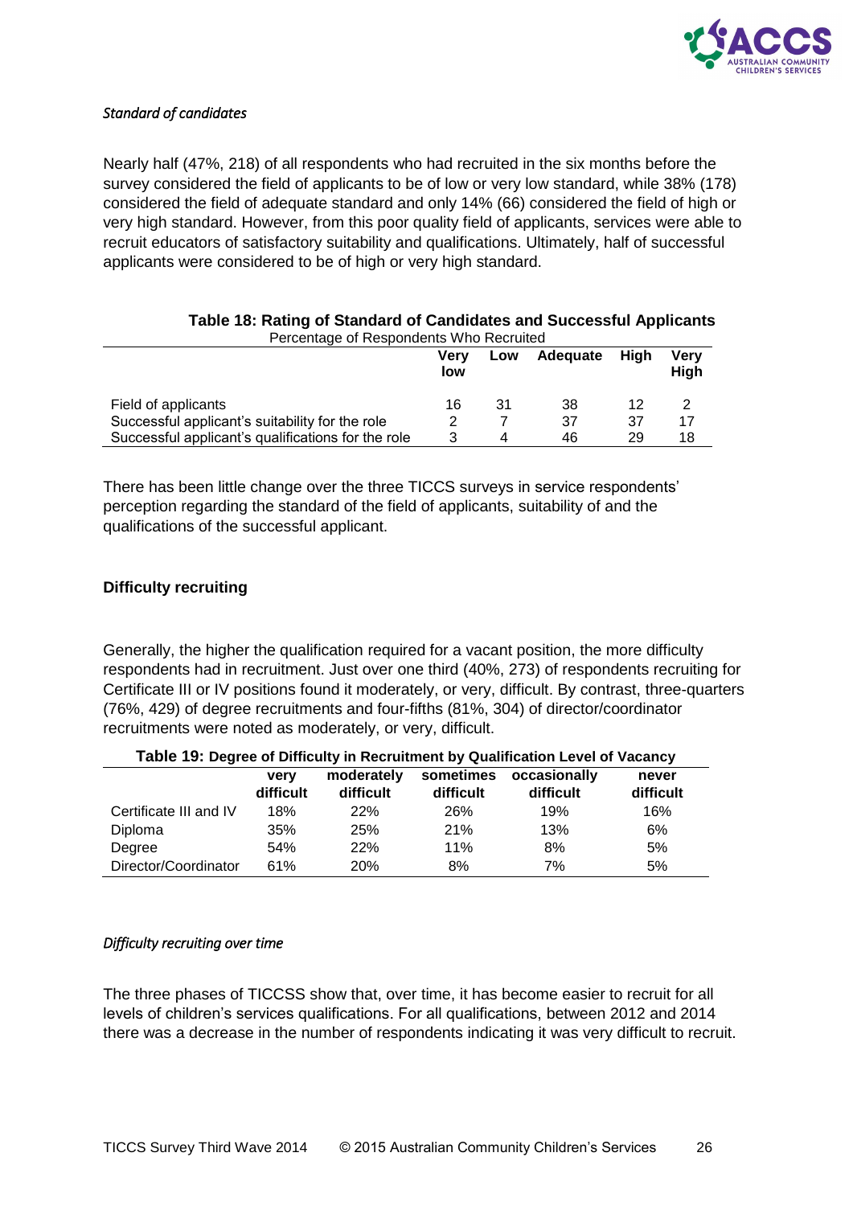*Standard of candidates*

Nearly half (47%, 218) of all respondents who had recruited in the six months before the survey considered the field of applicants to be of low or very low standard, while 38% (178) considered the field of adequate standard and only 14% (66) considered the field of high or very high standard. However, from this poor quality field of applicants, services were able to recruit educators of satisfactory suitability and qualifications. Ultimately, half of successful applicants were considered to be of high or very high standard.

**Table 18: Rating of Standard of Candidates and Successful Applicants**

Percentage of Respondents Who Recruited

| | Very low | Low | Adequate | High | Very High |
|---|---|---|---|---|---|
| Field of applicants | 16 | 31 | 38 | 12 | 2 |
| Successful applicant's suitability for the role | 2 | 7 | 37 | 37 | 17 |
| Successful applicant's qualifications for the role | 3 | 4 | 46 | 29 | 18 |

There has been little change over the three TICCS surveys in service respondents' perception regarding the standard of the field of applicants, suitability of and the qualifications of the successful applicant.

### Difficulty recruiting

Generally, the higher the qualification required for a vacant position, the more difficulty respondents had in recruitment. Just over one third (40%, 273) of respondents recruiting for Certificate III or IV positions found it moderately, or very, difficult. By contrast, three-quarters (76%, 429) of degree recruitments and four-fifths (81%, 304) of director/coordinator recruitments were noted as moderately, or very, difficult.

**Table 19: Degree of Difficulty in Recruitment by Qualification Level of Vacancy**

| | very difficult | moderately difficult | sometimes difficult | occasionally difficult | never difficult |
|---|---|---|---|---|---|
| Certificate III and IV | 18% | 22% | 26% | 19% | 16% |
| Diploma | 35% | 25% | 21% | 13% | 6% |
| Degree | 54% | 22% | 11% | 8% | 5% |
| Director/Coordinator | 61% | 20% | 8% | 7% | 5% |

*Difficulty recruiting over time*

The three phases of TICCSS show that, over time, it has become easier to recruit for all levels of children's services qualifications. For all qualifications, between 2012 and 2014 there was a decrease in the number of respondents indicating it was very difficult to recruit.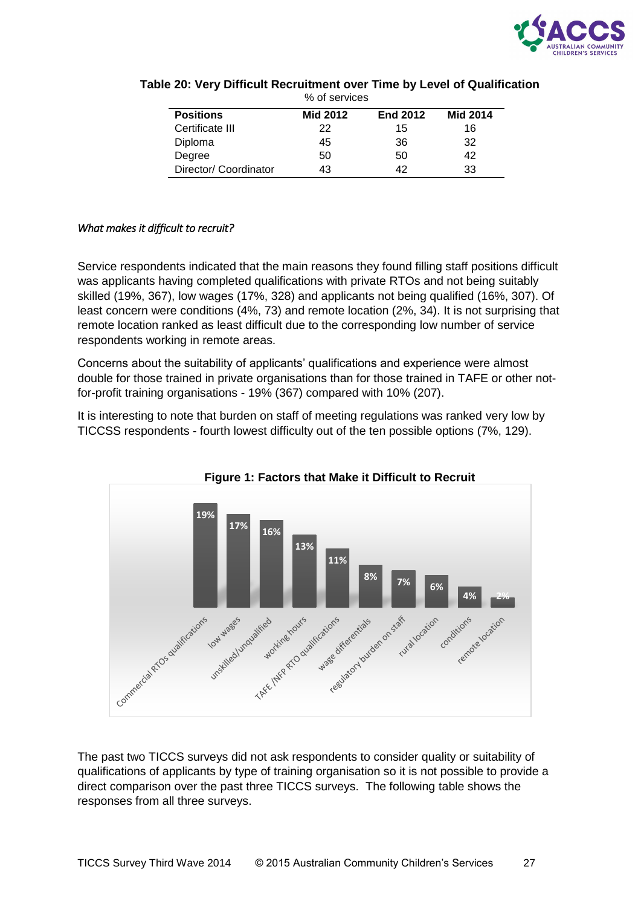**Table 20: Very Difficult Recruitment over Time by Level of Qualification**

% of services

| Positions | Mid 2012 | End 2012 | Mid 2014 |
|---|---|---|---|
| Certificate III | 22 | 15 | 16 |
| Diploma | 45 | 36 | 32 |
| Degree | 50 | 50 | 42 |
| Director/ Coordinator | 43 | 42 | 33 |

*What makes it difficult to recruit?*

Service respondents indicated that the main reasons they found filling staff positions difficult was applicants having completed qualifications with private RTOs and not being suitably skilled (19%, 367), low wages (17%, 328) and applicants not being qualified (16%, 307). Of least concern were conditions (4%, 73) and remote location (2%, 34). It is not surprising that remote location ranked as least difficult due to the corresponding low number of service respondents working in remote areas.

Concerns about the suitability of applicants' qualifications and experience were almost double for those trained in private organisations than for those trained in TAFE or other not-for-profit training organisations - 19% (367) compared with 10% (207).

It is interesting to note that burden on staff of meeting regulations was ranked very low by TICCSS respondents - fourth lowest difficulty out of the ten possible options (7%, 129).

**Figure 1: Factors that Make it Difficult to Recruit**

| Factor | % |
|---|---|
| Commercial RTOs qualifications | 19% |
| low wages | 17% |
| unskilled/unqualified | 16% |
| working hours | 13% |
| TAFE /NFP RTO qualifications | 11% |
| wage differentials | 8% |
| regulatory burden on staff | 7% |
| rural location | 6% |
| conditions | 4% |
| remote location | 2% |

The past two TICCS surveys did not ask respondents to consider quality or suitability of qualifications of applicants by type of training organisation so it is not possible to provide a direct comparison over the past three TICCS surveys. The following table shows the responses from all three surveys.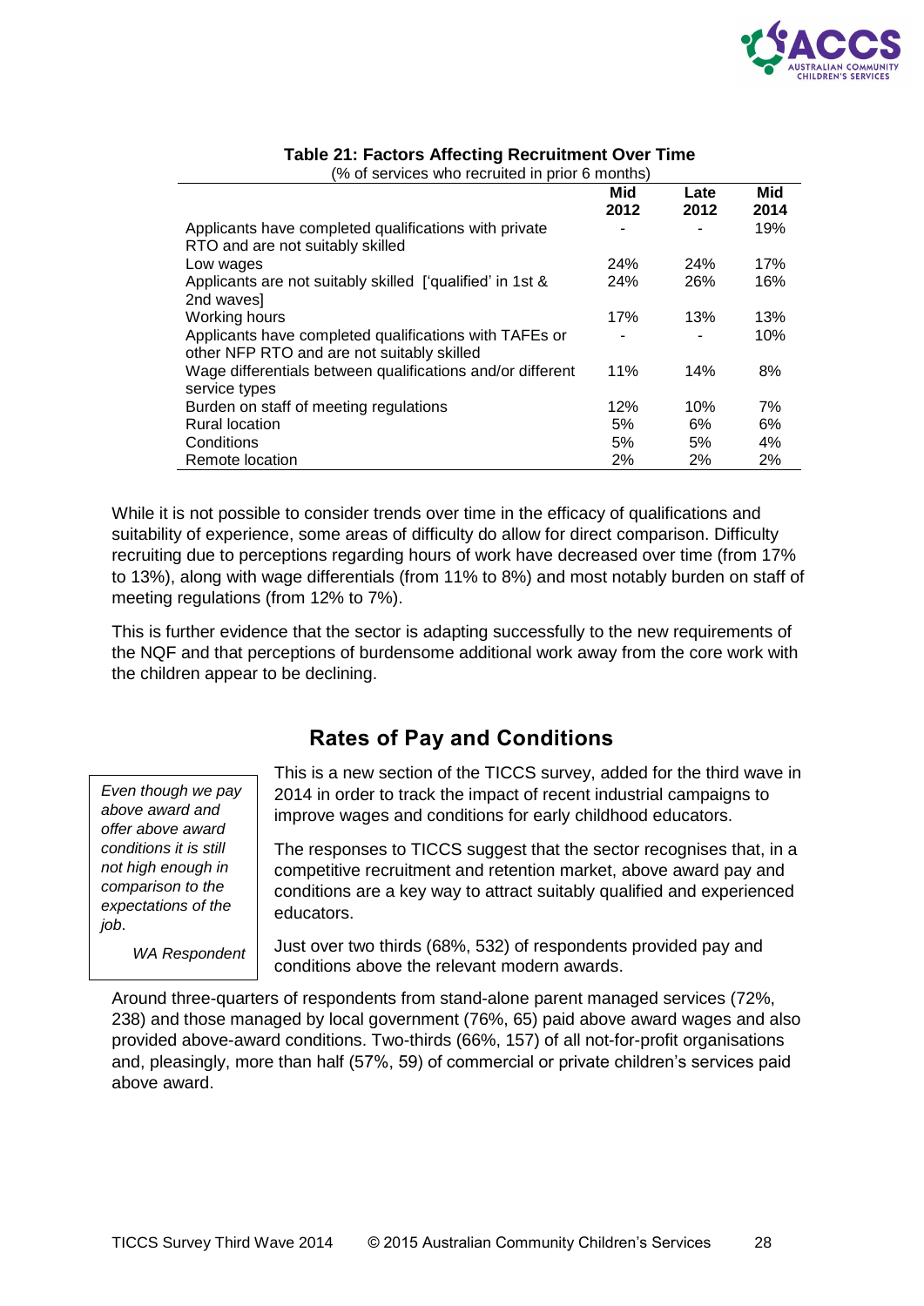**Table 21: Factors Affecting Recruitment Over Time**

(% of services who recruited in prior 6 months)

| | Mid 2012 | Late 2012 | Mid 2014 |
|---|---|---|---|
| Applicants have completed qualifications with private RTO and are not suitably skilled | - | - | 19% |
| Low wages | 24% | 24% | 17% |
| Applicants are not suitably skilled ['qualified' in 1st & 2nd waves] | 24% | 26% | 16% |
| Working hours | 17% | 13% | 13% |
| Applicants have completed qualifications with TAFEs or other NFP RTO and are not suitably skilled | - | - | 10% |
| Wage differentials between qualifications and/or different service types | 11% | 14% | 8% |
| Burden on staff of meeting regulations | 12% | 10% | 7% |
| Rural location | 5% | 6% | 6% |
| Conditions | 5% | 5% | 4% |
| Remote location | 2% | 2% | 2% |

While it is not possible to consider trends over time in the efficacy of qualifications and suitability of experience, some areas of difficulty do allow for direct comparison. Difficulty recruiting due to perceptions regarding hours of work have decreased over time (from 17% to 13%), along with wage differentials (from 11% to 8%) and most notably burden on staff of meeting regulations (from 12% to 7%).

This is further evidence that the sector is adapting successfully to the new requirements of the NQF and that perceptions of burdensome additional work away from the core work with the children appear to be declining.

## Rates of Pay and Conditions

> *Even though we pay above award and offer above award conditions it is still not high enough in comparison to the expectations of the job.*
>
> *WA Respondent*

This is a new section of the TICCS survey, added for the third wave in 2014 in order to track the impact of recent industrial campaigns to improve wages and conditions for early childhood educators.

The responses to TICCS suggest that the sector recognises that, in a competitive recruitment and retention market, above award pay and conditions are a key way to attract suitably qualified and experienced educators.

Just over two thirds (68%, 532) of respondents provided pay and conditions above the relevant modern awards.

Around three-quarters of respondents from stand-alone parent managed services (72%, 238) and those managed by local government (76%, 65) paid above award wages and also provided above-award conditions. Two-thirds (66%, 157) of all not-for-profit organisations and, pleasingly, more than half (57%, 59) of commercial or private children's services paid above award.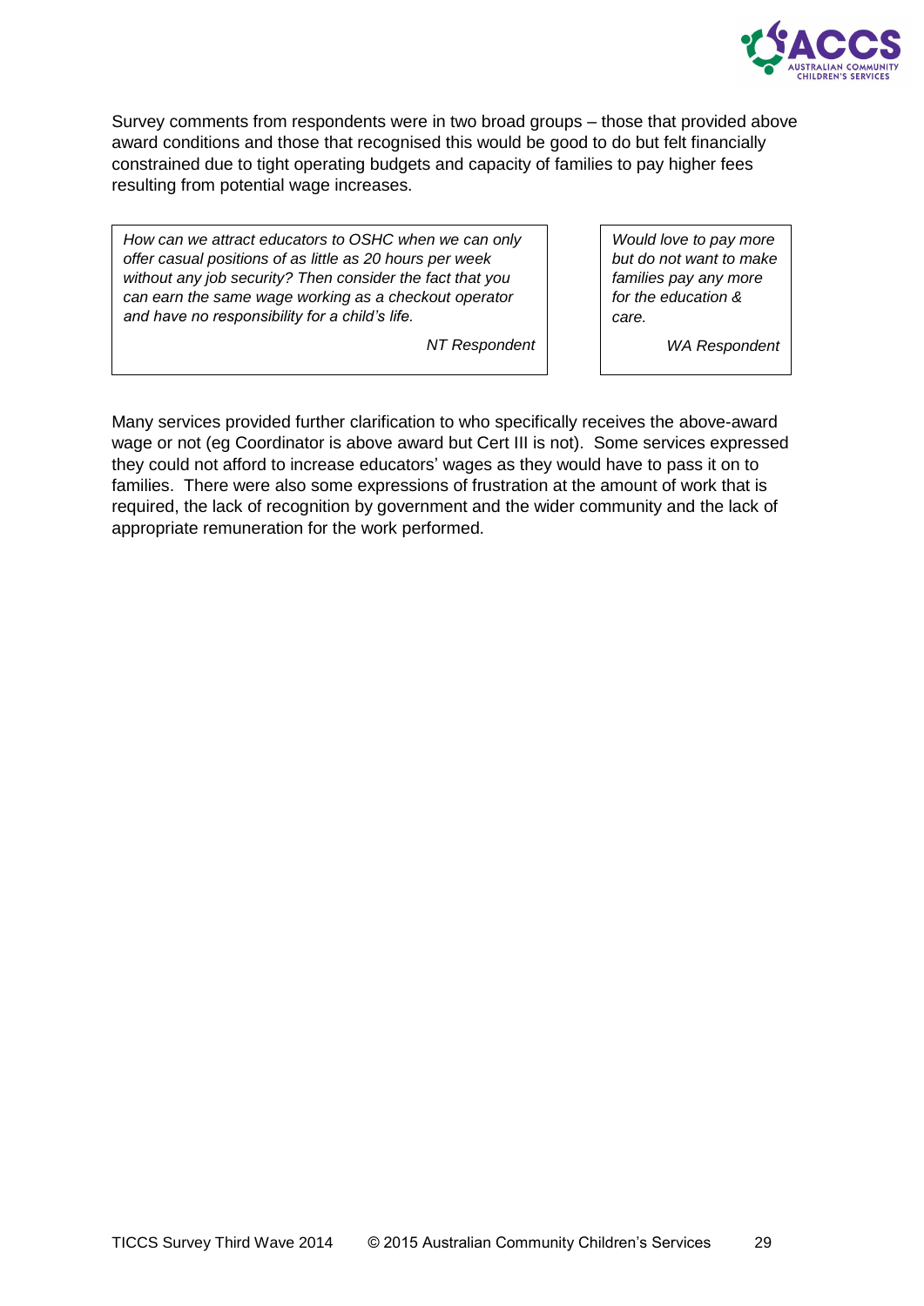Survey comments from respondents were in two broad groups – those that provided above award conditions and those that recognised this would be good to do but felt financially constrained due to tight operating budgets and capacity of families to pay higher fees resulting from potential wage increases.

> *How can we attract educators to OSHC when we can only offer casual positions of as little as 20 hours per week without any job security? Then consider the fact that you can earn the same wage working as a checkout operator and have no responsibility for a child's life.*
>
> *NT Respondent*

> *Would love to pay more but do not want to make families pay any more for the education & care.*
>
> *WA Respondent*

Many services provided further clarification to who specifically receives the above-award wage or not (eg Coordinator is above award but Cert III is not). Some services expressed they could not afford to increase educators' wages as they would have to pass it on to families. There were also some expressions of frustration at the amount of work that is required, the lack of recognition by government and the wider community and the lack of appropriate remuneration for the work performed.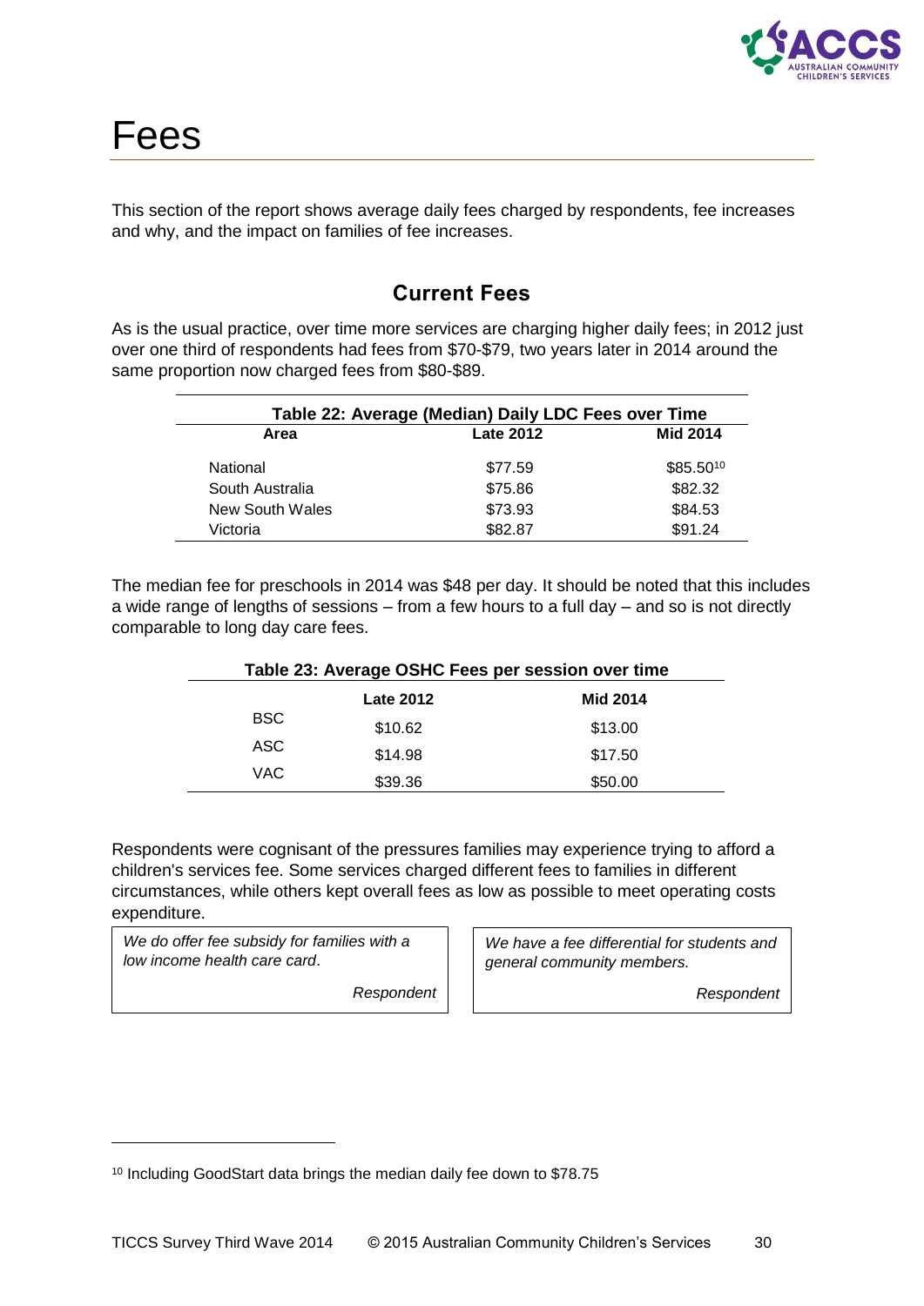# Fees

This section of the report shows average daily fees charged by respondents, fee increases and why, and the impact on families of fee increases.

## Current Fees

As is the usual practice, over time more services are charging higher daily fees; in 2012 just over one third of respondents had fees from $70-$79, two years later in 2014 around the same proportion now charged fees from $80-$89.

**Table 22: Average (Median) Daily LDC Fees over Time**

| Area | Late 2012 | Mid 2014 |
|---|---|---|
| National | $77.59 | $85.50[10] |
| South Australia | $75.86 | $82.32 |
| New South Wales | $73.93 | $84.53 |
| Victoria | $82.87 | $91.24 |

The median fee for preschools in 2014 was $48 per day. It should be noted that this includes a wide range of lengths of sessions – from a few hours to a full day – and so is not directly comparable to long day care fees.

**Table 23: Average OSHC Fees per session over time**

| | Late 2012 | Mid 2014 |
|---|---|---|
| BSC | $10.62 | $13.00 |
| ASC | $14.98 | $17.50 |
| VAC | $39.36 | $50.00 |

Respondents were cognisant of the pressures families may experience trying to afford a children's services fee. Some services charged different fees to families in different circumstances, while others kept overall fees as low as possible to meet operating costs expenditure.

> *We do offer fee subsidy for families with a low income health care card.*
>
> *Respondent*

> *We have a fee differential for students and general community members.*
>
> *Respondent*

[10] Including GoodStart data brings the median daily fee down to $78.75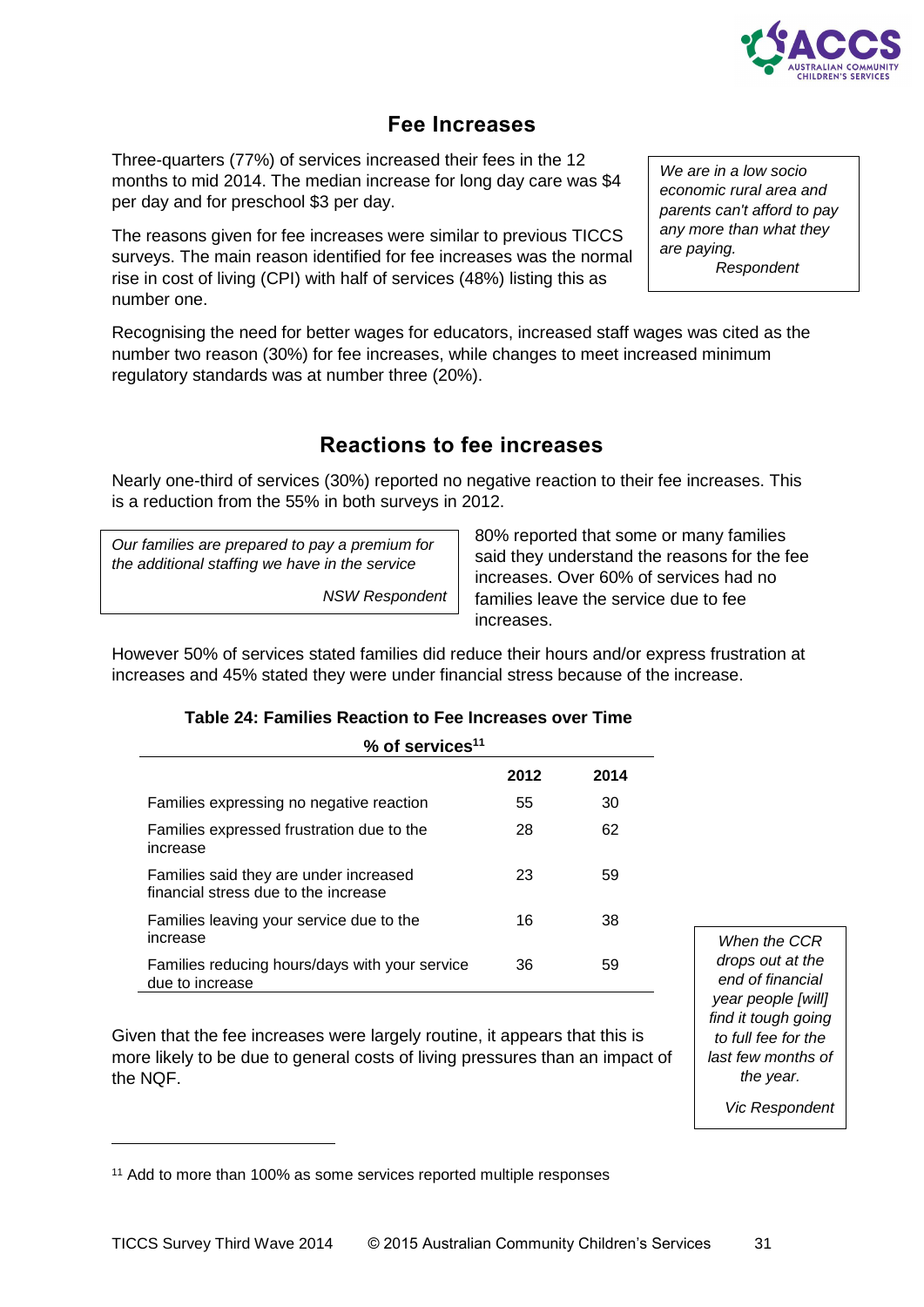## Fee Increases

Three-quarters (77%) of services increased their fees in the 12 months to mid 2014. The median increase for long day care was $4 per day and for preschool $3 per day.

> *We are in a low socio economic rural area and parents can't afford to pay any more than what they are paying.*
> *Respondent*

The reasons given for fee increases were similar to previous TICCS surveys. The main reason identified for fee increases was the normal rise in cost of living (CPI) with half of services (48%) listing this as number one.

Recognising the need for better wages for educators, increased staff wages was cited as the number two reason (30%) for fee increases, while changes to meet increased minimum regulatory standards was at number three (20%).

## Reactions to fee increases

Nearly one-third of services (30%) reported no negative reaction to their fee increases. This is a reduction from the 55% in both surveys in 2012.

> *Our families are prepared to pay a premium for the additional staffing we have in the service*
> *NSW Respondent*

80% reported that some or many families said they understand the reasons for the fee increases. Over 60% of services had no families leave the service due to fee increases.

However 50% of services stated families did reduce their hours and/or express frustration at increases and 45% stated they were under financial stress because of the increase.

**Table 24: Families Reaction to Fee Increases over Time**

**% of services[11]**

| | 2012 | 2014 |
|---|---|---|
| Families expressing no negative reaction | 55 | 30 |
| Families expressed frustration due to the increase | 28 | 62 |
| Families said they are under increased financial stress due to the increase | 23 | 59 |
| Families leaving your service due to the increase | 16 | 38 |
| Families reducing hours/days with your service due to increase | 36 | 59 |

> *When the CCR drops out at the end of financial year people [will] find it tough going to full fee for the last few months of the year.*
> *Vic Respondent*

Given that the fee increases were largely routine, it appears that this is more likely to be due to general costs of living pressures than an impact of the NQF.

[11] Add to more than 100% as some services reported multiple responses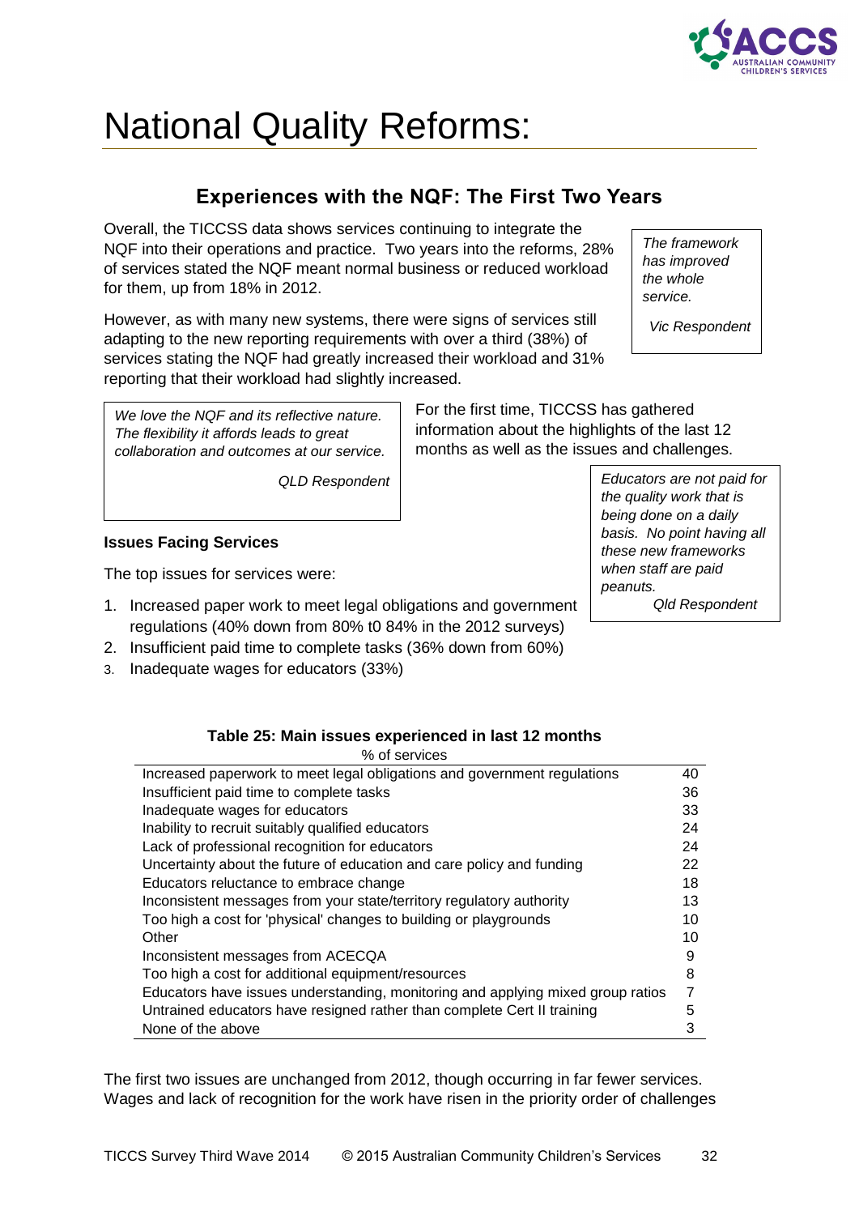# National Quality Reforms:

## Experiences with the NQF: The First Two Years

Overall, the TICCSS data shows services continuing to integrate the NQF into their operations and practice. Two years into the reforms, 28% of services stated the NQF meant normal business or reduced workload for them, up from 18% in 2012.

> *The framework has improved the whole service.*
>
> *Vic Respondent*

However, as with many new systems, there were signs of services still adapting to the new reporting requirements with over a third (38%) of services stating the NQF had greatly increased their workload and 31% reporting that their workload had slightly increased.

> *We love the NQF and its reflective nature. The flexibility it affords leads to great collaboration and outcomes at our service.*
>
> *QLD Respondent*

For the first time, TICCSS has gathered information about the highlights of the last 12 months as well as the issues and challenges.

> *Educators are not paid for the quality work that is being done on a daily basis. No point having all these new frameworks when staff are paid peanuts.*
>
> *Qld Respondent*

**Issues Facing Services**

The top issues for services were:

1. Increased paper work to meet legal obligations and government regulations (40% down from 80% t0 84% in the 2012 surveys)
2. Insufficient paid time to complete tasks (36% down from 60%)
3. Inadequate wages for educators (33%)

**Table 25: Main issues experienced in last 12 months**

| % of services | |
|---|---|
| Increased paperwork to meet legal obligations and government regulations | 40 |
| Insufficient paid time to complete tasks | 36 |
| Inadequate wages for educators | 33 |
| Inability to recruit suitably qualified educators | 24 |
| Lack of professional recognition for educators | 24 |
| Uncertainty about the future of education and care policy and funding | 22 |
| Educators reluctance to embrace change | 18 |
| Inconsistent messages from your state/territory regulatory authority | 13 |
| Too high a cost for 'physical' changes to building or playgrounds | 10 |
| Other | 10 |
| Inconsistent messages from ACECQA | 9 |
| Too high a cost for additional equipment/resources | 8 |
| Educators have issues understanding, monitoring and applying mixed group ratios | 7 |
| Untrained educators have resigned rather than complete Cert II training | 5 |
| None of the above | 3 |

The first two issues are unchanged from 2012, though occurring in far fewer services. Wages and lack of recognition for the work have risen in the priority order of challenges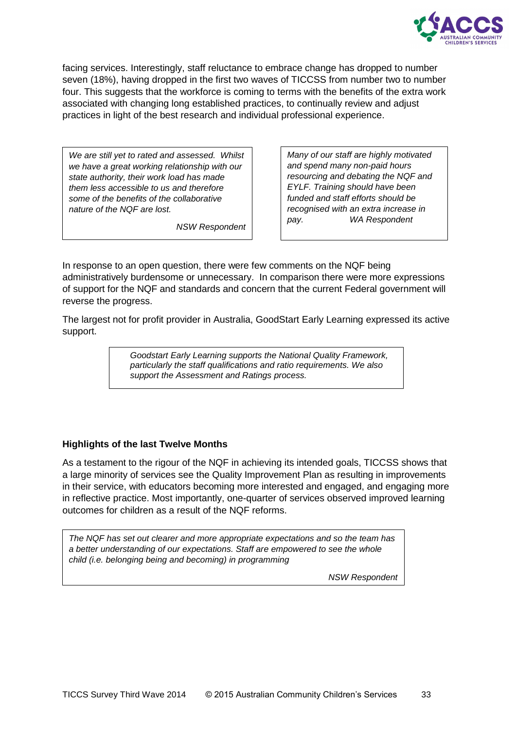facing services. Interestingly, staff reluctance to embrace change has dropped to number seven (18%), having dropped in the first two waves of TICCSS from number two to number four. This suggests that the workforce is coming to terms with the benefits of the extra work associated with changing long established practices, to continually review and adjust practices in light of the best research and individual professional experience.

> *We are still yet to rated and assessed. Whilst we have a great working relationship with our state authority, their work load has made them less accessible to us and therefore some of the benefits of the collaborative nature of the NQF are lost.*
>
> *NSW Respondent*

> *Many of our staff are highly motivated and spend many non-paid hours resourcing and debating the NQF and EYLF. Training should have been funded and staff efforts should be recognised with an extra increase in pay.* *WA Respondent*

In response to an open question, there were few comments on the NQF being administratively burdensome or unnecessary. In comparison there were more expressions of support for the NQF and standards and concern that the current Federal government will reverse the progress.

The largest not for profit provider in Australia, GoodStart Early Learning expressed its active support.

> *Goodstart Early Learning supports the National Quality Framework, particularly the staff qualifications and ratio requirements. We also support the Assessment and Ratings process.*

## Highlights of the last Twelve Months

As a testament to the rigour of the NQF in achieving its intended goals, TICCSS shows that a large minority of services see the Quality Improvement Plan as resulting in improvements in their service, with educators becoming more interested and engaged, and engaging more in reflective practice. Most importantly, one-quarter of services observed improved learning outcomes for children as a result of the NQF reforms.

> *The NQF has set out clearer and more appropriate expectations and so the team has a better understanding of our expectations. Staff are empowered to see the whole child (i.e. belonging being and becoming) in programming*
>
> *NSW Respondent*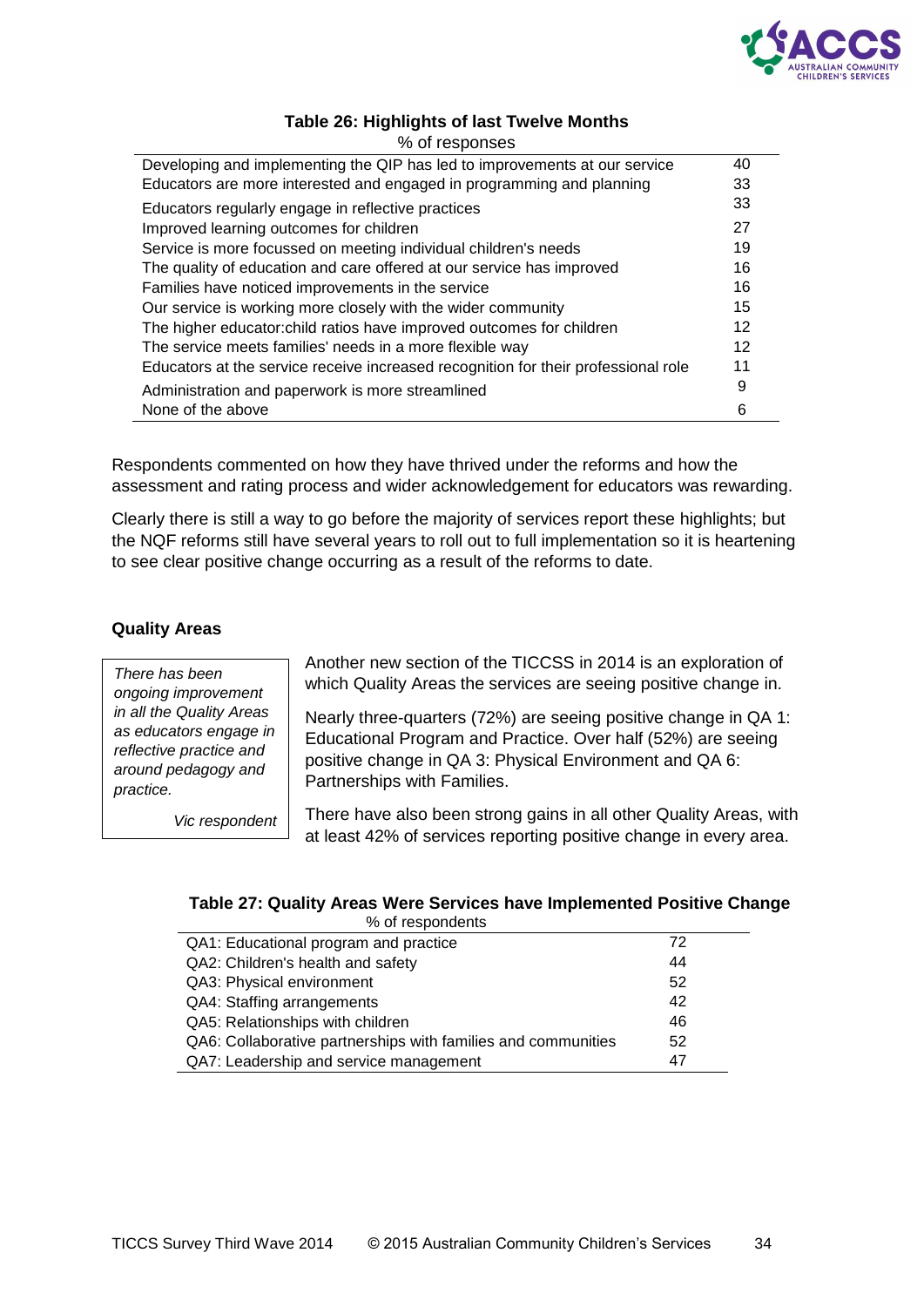**Table 26: Highlights of last Twelve Months**

| % of responses | |
|---|---|
| Developing and implementing the QIP has led to improvements at our service | 40 |
| Educators are more interested and engaged in programming and planning | 33 |
| Educators regularly engage in reflective practices | 33 |
| Improved learning outcomes for children | 27 |
| Service is more focussed on meeting individual children's needs | 19 |
| The quality of education and care offered at our service has improved | 16 |
| Families have noticed improvements in the service | 16 |
| Our service is working more closely with the wider community | 15 |
| The higher educator:child ratios have improved outcomes for children | 12 |
| The service meets families' needs in a more flexible way | 12 |
| Educators at the service receive increased recognition for their professional role | 11 |
| Administration and paperwork is more streamlined | 9 |
| None of the above | 6 |

Respondents commented on how they have thrived under the reforms and how the assessment and rating process and wider acknowledgement for educators was rewarding.

Clearly there is still a way to go before the majority of services report these highlights; but the NQF reforms still have several years to roll out to full implementation so it is heartening to see clear positive change occurring as a result of the reforms to date.

**Quality Areas**

> *There has been ongoing improvement in all the Quality Areas as educators engage in reflective practice and around pedagogy and practice.*
>
> *Vic respondent*

Another new section of the TICCSS in 2014 is an exploration of which Quality Areas the services are seeing positive change in.

Nearly three-quarters (72%) are seeing positive change in QA 1: Educational Program and Practice. Over half (52%) are seeing positive change in QA 3: Physical Environment and QA 6: Partnerships with Families.

There have also been strong gains in all other Quality Areas, with at least 42% of services reporting positive change in every area.

**Table 27: Quality Areas Were Services have Implemented Positive Change**

| % of respondents | |
|---|---|
| QA1: Educational program and practice | 72 |
| QA2: Children's health and safety | 44 |
| QA3: Physical environment | 52 |
| QA4: Staffing arrangements | 42 |
| QA5: Relationships with children | 46 |
| QA6: Collaborative partnerships with families and communities | 52 |
| QA7: Leadership and service management | 47 |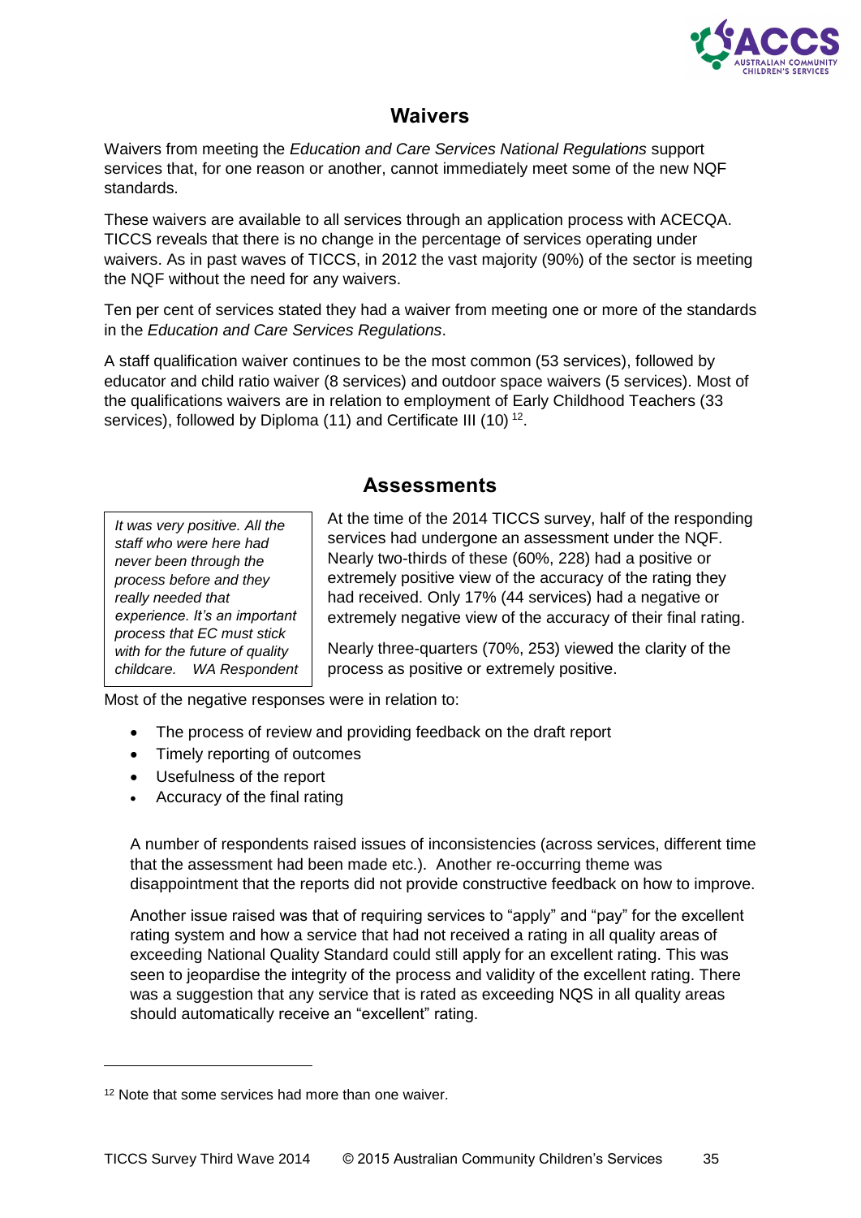## Waivers

Waivers from meeting the *Education and Care Services National Regulations* support services that, for one reason or another, cannot immediately meet some of the new NQF standards.

These waivers are available to all services through an application process with ACECQA. TICCS reveals that there is no change in the percentage of services operating under waivers. As in past waves of TICCS, in 2012 the vast majority (90%) of the sector is meeting the NQF without the need for any waivers.

Ten per cent of services stated they had a waiver from meeting one or more of the standards in the *Education and Care Services Regulations*.

A staff qualification waiver continues to be the most common (53 services), followed by educator and child ratio waiver (8 services) and outdoor space waivers (5 services). Most of the qualifications waivers are in relation to employment of Early Childhood Teachers (33 services), followed by Diploma (11) and Certificate III (10) [12].

## Assessments

> *It was very positive. All the staff who were here had never been through the process before and they really needed that experience. It's an important process that EC must stick with for the future of quality childcare. WA Respondent*

At the time of the 2014 TICCS survey, half of the responding services had undergone an assessment under the NQF. Nearly two-thirds of these (60%, 228) had a positive or extremely positive view of the accuracy of the rating they had received. Only 17% (44 services) had a negative or extremely negative view of the accuracy of their final rating.

Nearly three-quarters (70%, 253) viewed the clarity of the process as positive or extremely positive.

Most of the negative responses were in relation to:

- The process of review and providing feedback on the draft report
- Timely reporting of outcomes
- Usefulness of the report
- Accuracy of the final rating

A number of respondents raised issues of inconsistencies (across services, different time that the assessment had been made etc.). Another re-occurring theme was disappointment that the reports did not provide constructive feedback on how to improve.

Another issue raised was that of requiring services to "apply" and "pay" for the excellent rating system and how a service that had not received a rating in all quality areas of exceeding National Quality Standard could still apply for an excellent rating. This was seen to jeopardise the integrity of the process and validity of the excellent rating. There was a suggestion that any service that is rated as exceeding NQS in all quality areas should automatically receive an "excellent" rating.

---

[12] Note that some services had more than one waiver.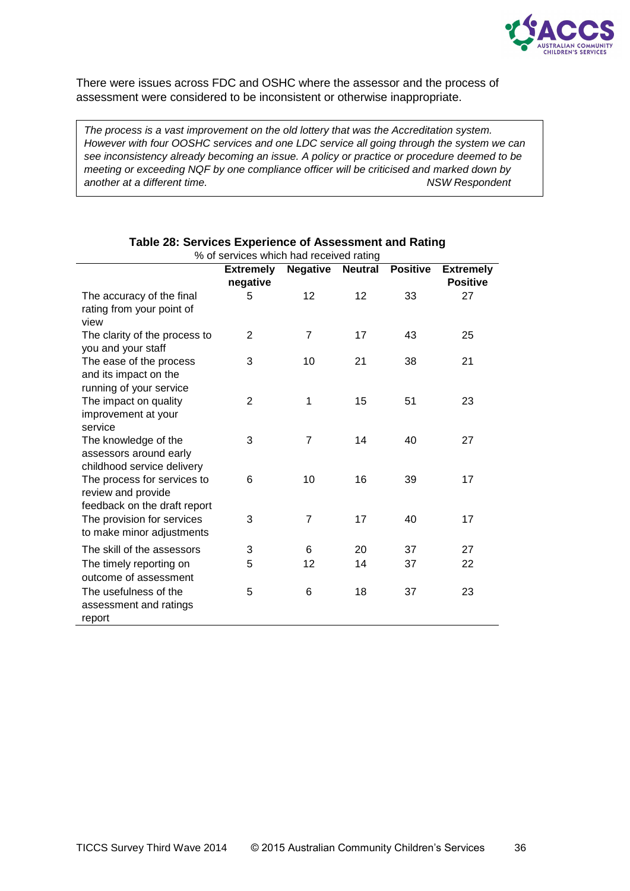There were issues across FDC and OSHC where the assessor and the process of assessment were considered to be inconsistent or otherwise inappropriate.

> *The process is a vast improvement on the old lottery that was the Accreditation system. However with four OOSHC services and one LDC service all going through the system we can see inconsistency already becoming an issue. A policy or practice or procedure deemed to be meeting or exceeding NQF by one compliance officer will be criticised and marked down by another at a different time.* *NSW Respondent*

**Table 28: Services Experience of Assessment and Rating**

% of services which had received rating

| | Extremely negative | Negative | Neutral | Positive | Extremely Positive |
|---|---|---|---|---|---|
| The accuracy of the final rating from your point of view | 5 | 12 | 12 | 33 | 27 |
| The clarity of the process to you and your staff | 2 | 7 | 17 | 43 | 25 |
| The ease of the process and its impact on the running of your service | 3 | 10 | 21 | 38 | 21 |
| The impact on quality improvement at your service | 2 | 1 | 15 | 51 | 23 |
| The knowledge of the assessors around early childhood service delivery | 3 | 7 | 14 | 40 | 27 |
| The process for services to review and provide feedback on the draft report | 6 | 10 | 16 | 39 | 17 |
| The provision for services to make minor adjustments | 3 | 7 | 17 | 40 | 17 |
| The skill of the assessors | 3 | 6 | 20 | 37 | 27 |
| The timely reporting on outcome of assessment | 5 | 12 | 14 | 37 | 22 |
| The usefulness of the assessment and ratings report | 5 | 6 | 18 | 37 | 23 |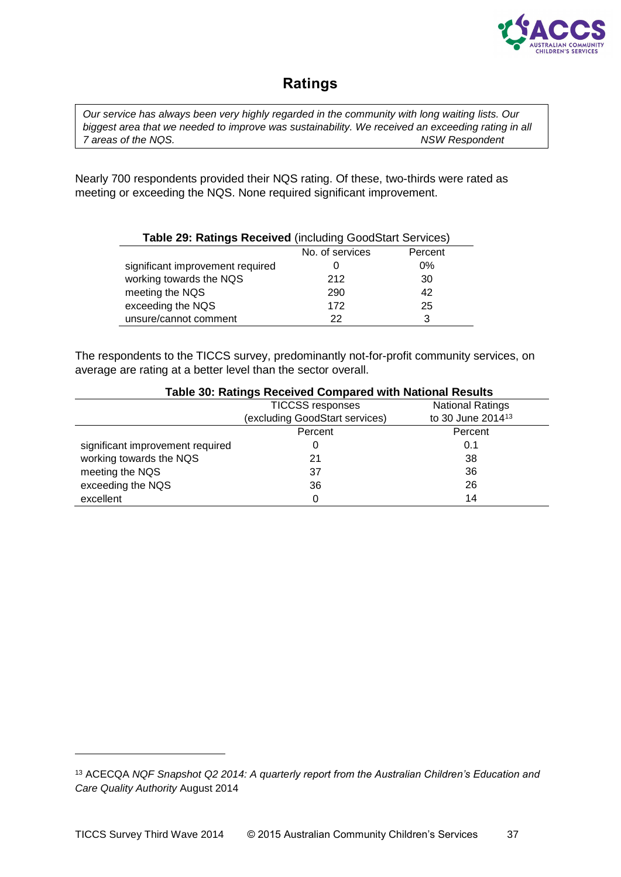## Ratings

> *Our service has always been very highly regarded in the community with long waiting lists. Our biggest area that we needed to improve was sustainability. We received an exceeding rating in all 7 areas of the NQS.* *NSW Respondent*

Nearly 700 respondents provided their NQS rating. Of these, two-thirds were rated as meeting or exceeding the NQS. None required significant improvement.

**Table 29: Ratings Received** (including GoodStart Services)

| | No. of services | Percent |
|---|---|---|
| significant improvement required | 0 | 0% |
| working towards the NQS | 212 | 30 |
| meeting the NQS | 290 | 42 |
| exceeding the NQS | 172 | 25 |
| unsure/cannot comment | 22 | 3 |

The respondents to the TICCS survey, predominantly not-for-profit community services, on average are rating at a better level than the sector overall.

**Table 30: Ratings Received Compared with National Results**

| | TICCSS responses (excluding GoodStart services) | National Ratings to 30 June 2014[13] |
|---|---|---|
| | Percent | Percent |
| significant improvement required | 0 | 0.1 |
| working towards the NQS | 21 | 38 |
| meeting the NQS | 37 | 36 |
| exceeding the NQS | 36 | 26 |
| excellent | 0 | 14 |

[13] ACECQA *NQF Snapshot Q2 2014: A quarterly report from the Australian Children's Education and Care Quality Authority* August 2014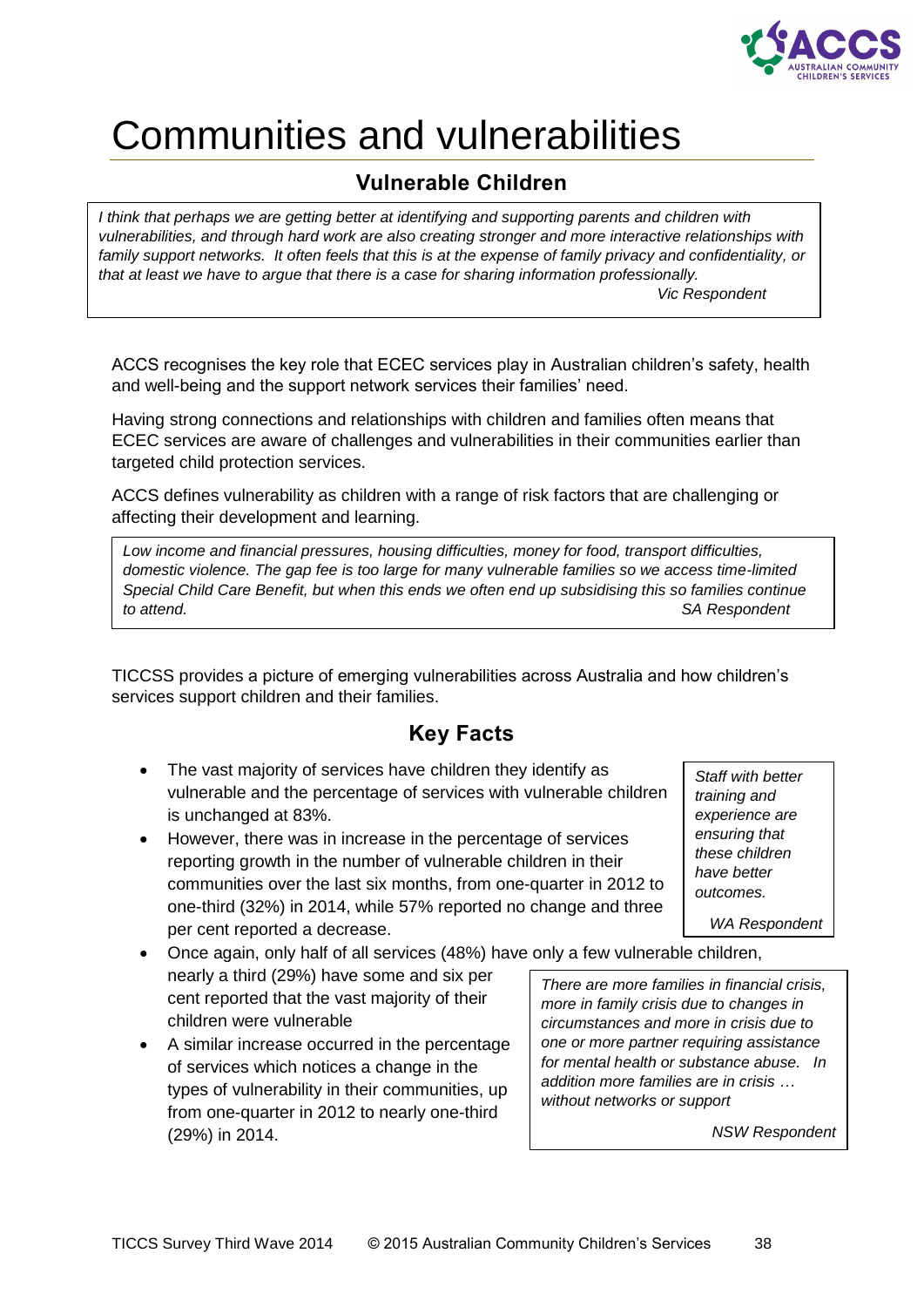# Communities and vulnerabilities

## Vulnerable Children

> *I think that perhaps we are getting better at identifying and supporting parents and children with vulnerabilities, and through hard work are also creating stronger and more interactive relationships with family support networks. It often feels that this is at the expense of family privacy and confidentiality, or that at least we have to argue that there is a case for sharing information professionally.*
>
> *Vic Respondent*

ACCS recognises the key role that ECEC services play in Australian children's safety, health and well-being and the support network services their families' need.

Having strong connections and relationships with children and families often means that ECEC services are aware of challenges and vulnerabilities in their communities earlier than targeted child protection services.

ACCS defines vulnerability as children with a range of risk factors that are challenging or affecting their development and learning.

> *Low income and financial pressures, housing difficulties, money for food, transport difficulties, domestic violence. The gap fee is too large for many vulnerable families so we access time-limited Special Child Care Benefit, but when this ends we often end up subsidising this so families continue to attend.*
>
> *SA Respondent*

TICCSS provides a picture of emerging vulnerabilities across Australia and how children's services support children and their families.

## Key Facts

- The vast majority of services have children they identify as vulnerable and the percentage of services with vulnerable children is unchanged at 83%.
- However, there was in increase in the percentage of services reporting growth in the number of vulnerable children in their communities over the last six months, from one-quarter in 2012 to one-third (32%) in 2014, while 57% reported no change and three per cent reported a decrease.
- Once again, only half of all services (48%) have only a few vulnerable children, nearly a third (29%) have some and six per cent reported that the vast majority of their children were vulnerable
- A similar increase occurred in the percentage of services which notices a change in the types of vulnerability in their communities, up from one-quarter in 2012 to nearly one-third (29%) in 2014.

> *Staff with better training and experience are ensuring that these children have better outcomes.*
>
> *WA Respondent*

> *There are more families in financial crisis, more in family crisis due to changes in circumstances and more in crisis due to one or more partner requiring assistance for mental health or substance abuse. In addition more families are in crisis … without networks or support*
>
> *NSW Respondent*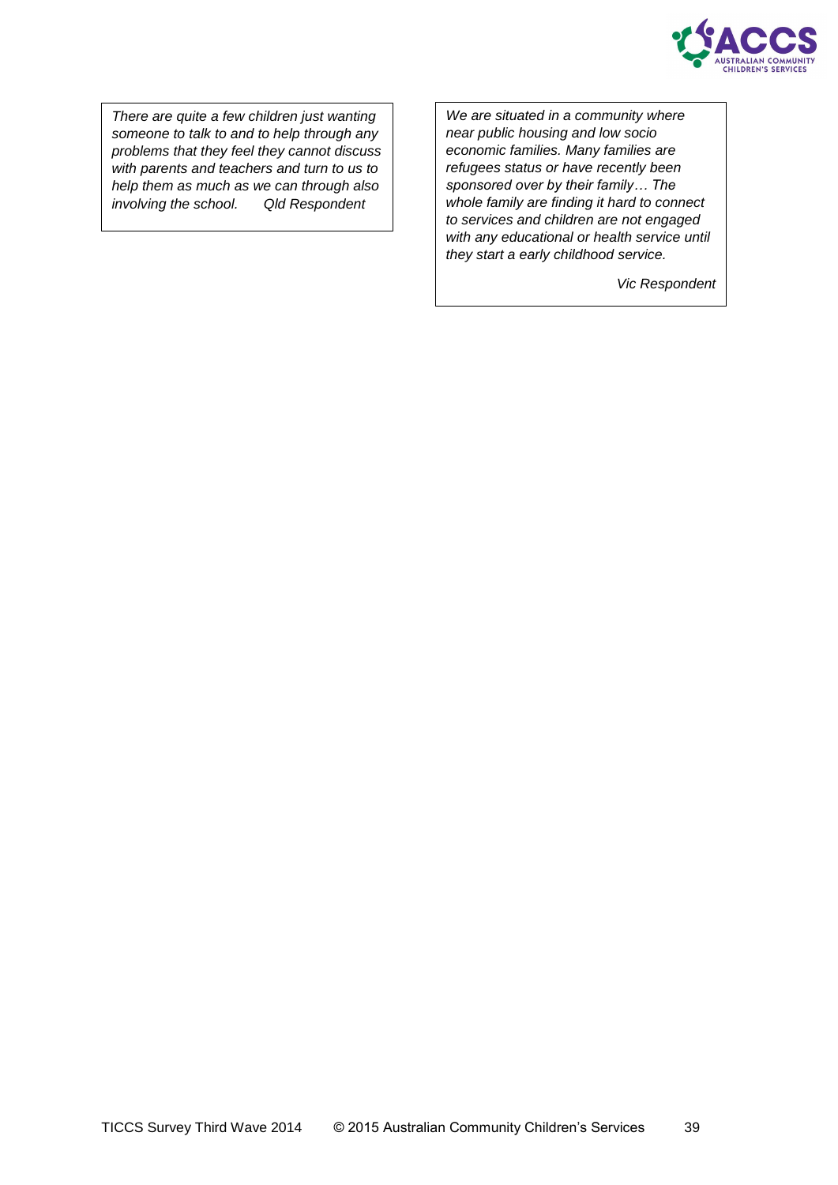> *There are quite a few children just wanting someone to talk to and to help through any problems that they feel they cannot discuss with parents and teachers and turn to us to help them as much as we can through also involving the school.* Qld Respondent

> *We are situated in a community where near public housing and low socio economic families. Many families are refugees status or have recently been sponsored over by their family… The whole family are finding it hard to connect to services and children are not engaged with any educational or health service until they start a early childhood service.*
>
> *Vic Respondent*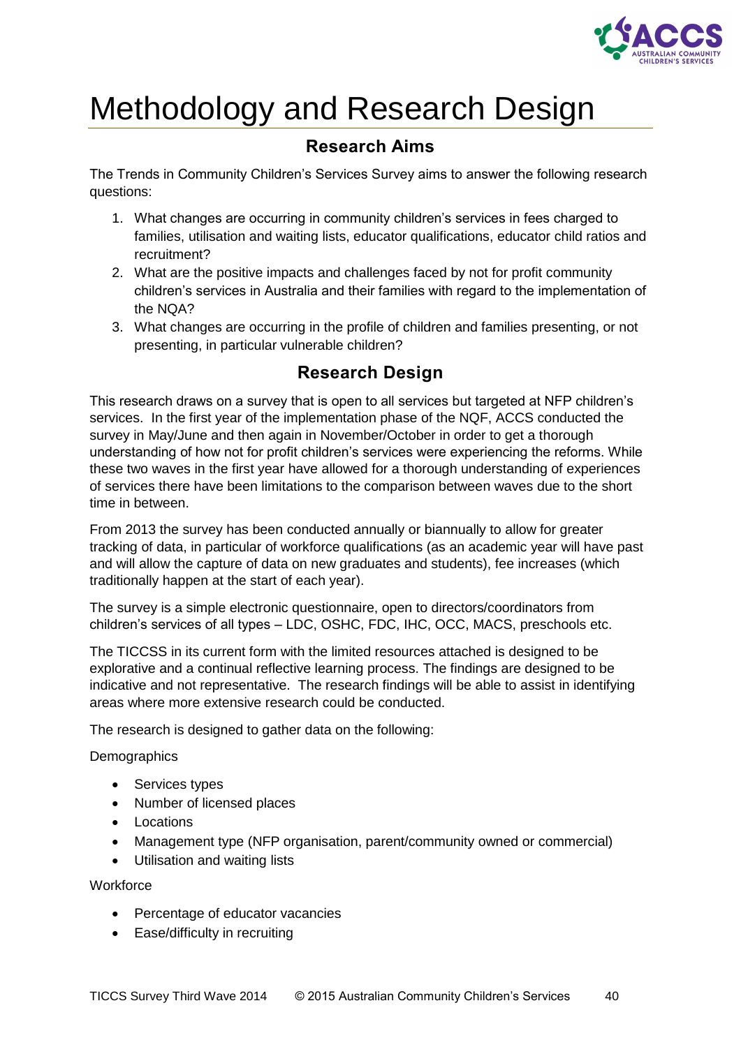# Methodology and Research Design

## Research Aims

The Trends in Community Children's Services Survey aims to answer the following research questions:

1. What changes are occurring in community children's services in fees charged to families, utilisation and waiting lists, educator qualifications, educator child ratios and recruitment?
2. What are the positive impacts and challenges faced by not for profit community children's services in Australia and their families with regard to the implementation of the NQA?
3. What changes are occurring in the profile of children and families presenting, or not presenting, in particular vulnerable children?

## Research Design

This research draws on a survey that is open to all services but targeted at NFP children's services. In the first year of the implementation phase of the NQF, ACCS conducted the survey in May/June and then again in November/October in order to get a thorough understanding of how not for profit children's services were experiencing the reforms. While these two waves in the first year have allowed for a thorough understanding of experiences of services there have been limitations to the comparison between waves due to the short time in between.

From 2013 the survey has been conducted annually or biannually to allow for greater tracking of data, in particular of workforce qualifications (as an academic year will have past and will allow the capture of data on new graduates and students), fee increases (which traditionally happen at the start of each year).

The survey is a simple electronic questionnaire, open to directors/coordinators from children's services of all types – LDC, OSHC, FDC, IHC, OCC, MACS, preschools etc.

The TICCSS in its current form with the limited resources attached is designed to be explorative and a continual reflective learning process. The findings are designed to be indicative and not representative. The research findings will be able to assist in identifying areas where more extensive research could be conducted.

The research is designed to gather data on the following:

Demographics

- Services types
- Number of licensed places
- Locations
- Management type (NFP organisation, parent/community owned or commercial)
- Utilisation and waiting lists

Workforce

- Percentage of educator vacancies
- Ease/difficulty in recruiting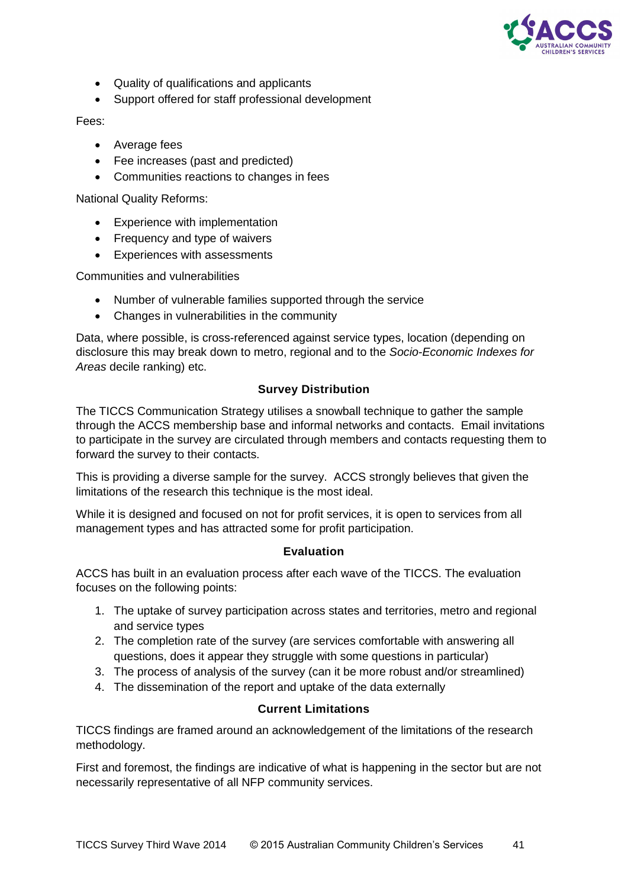- Quality of qualifications and applicants
- Support offered for staff professional development

Fees:

- Average fees
- Fee increases (past and predicted)
- Communities reactions to changes in fees

National Quality Reforms:

- Experience with implementation
- Frequency and type of waivers
- Experiences with assessments

Communities and vulnerabilities

- Number of vulnerable families supported through the service
- Changes in vulnerabilities in the community

Data, where possible, is cross-referenced against service types, location (depending on disclosure this may break down to metro, regional and to the *Socio-Economic Indexes for Areas* decile ranking) etc.

### Survey Distribution

The TICCS Communication Strategy utilises a snowball technique to gather the sample through the ACCS membership base and informal networks and contacts. Email invitations to participate in the survey are circulated through members and contacts requesting them to forward the survey to their contacts.

This is providing a diverse sample for the survey. ACCS strongly believes that given the limitations of the research this technique is the most ideal.

While it is designed and focused on not for profit services, it is open to services from all management types and has attracted some for profit participation.

### Evaluation

ACCS has built in an evaluation process after each wave of the TICCS. The evaluation focuses on the following points:

1. The uptake of survey participation across states and territories, metro and regional and service types
2. The completion rate of the survey (are services comfortable with answering all questions, does it appear they struggle with some questions in particular)
3. The process of analysis of the survey (can it be more robust and/or streamlined)
4. The dissemination of the report and uptake of the data externally

### Current Limitations

TICCS findings are framed around an acknowledgement of the limitations of the research methodology.

First and foremost, the findings are indicative of what is happening in the sector but are not necessarily representative of all NFP community services.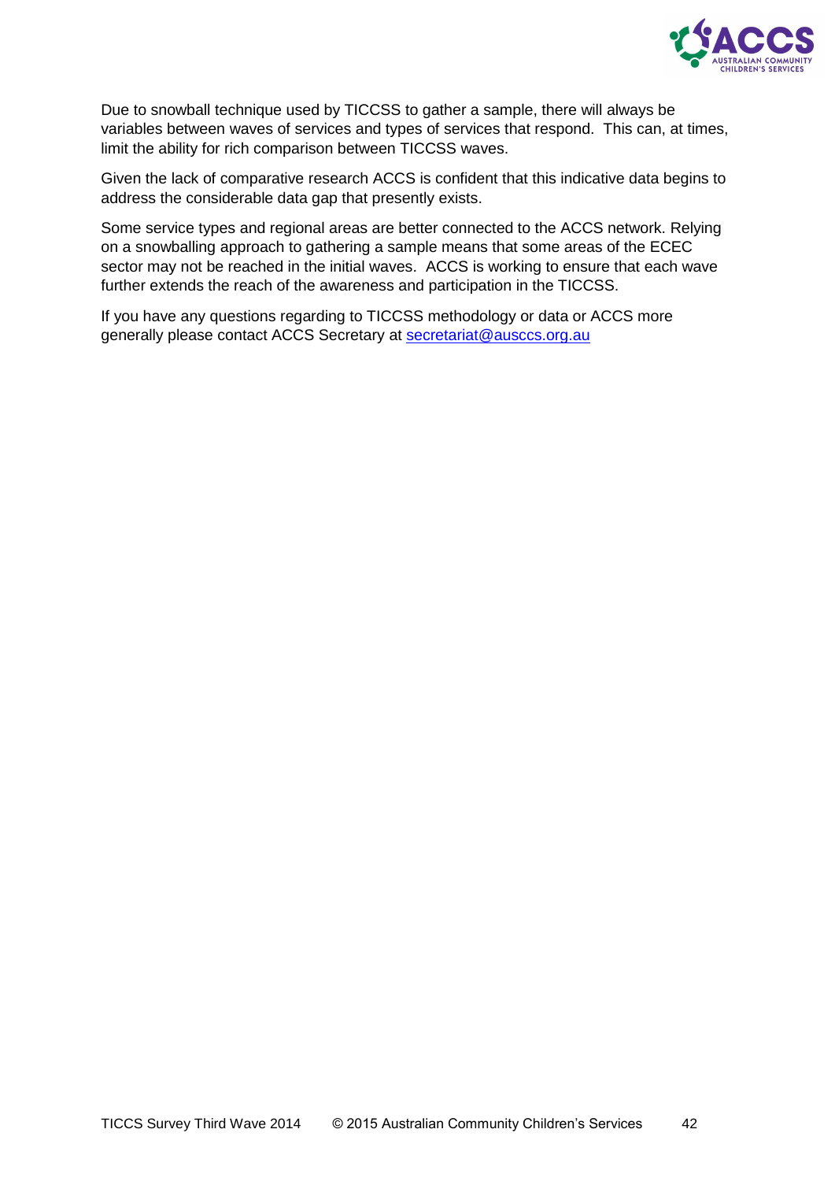Due to snowball technique used by TICCSS to gather a sample, there will always be variables between waves of services and types of services that respond. This can, at times, limit the ability for rich comparison between TICCSS waves.

Given the lack of comparative research ACCS is confident that this indicative data begins to address the considerable data gap that presently exists.

Some service types and regional areas are better connected to the ACCS network. Relying on a snowballing approach to gathering a sample means that some areas of the ECEC sector may not be reached in the initial waves. ACCS is working to ensure that each wave further extends the reach of the awareness and participation in the TICCSS.

If you have any questions regarding to TICCSS methodology or data or ACCS more generally please contact ACCS Secretary at secretariat@ausccs.org.au